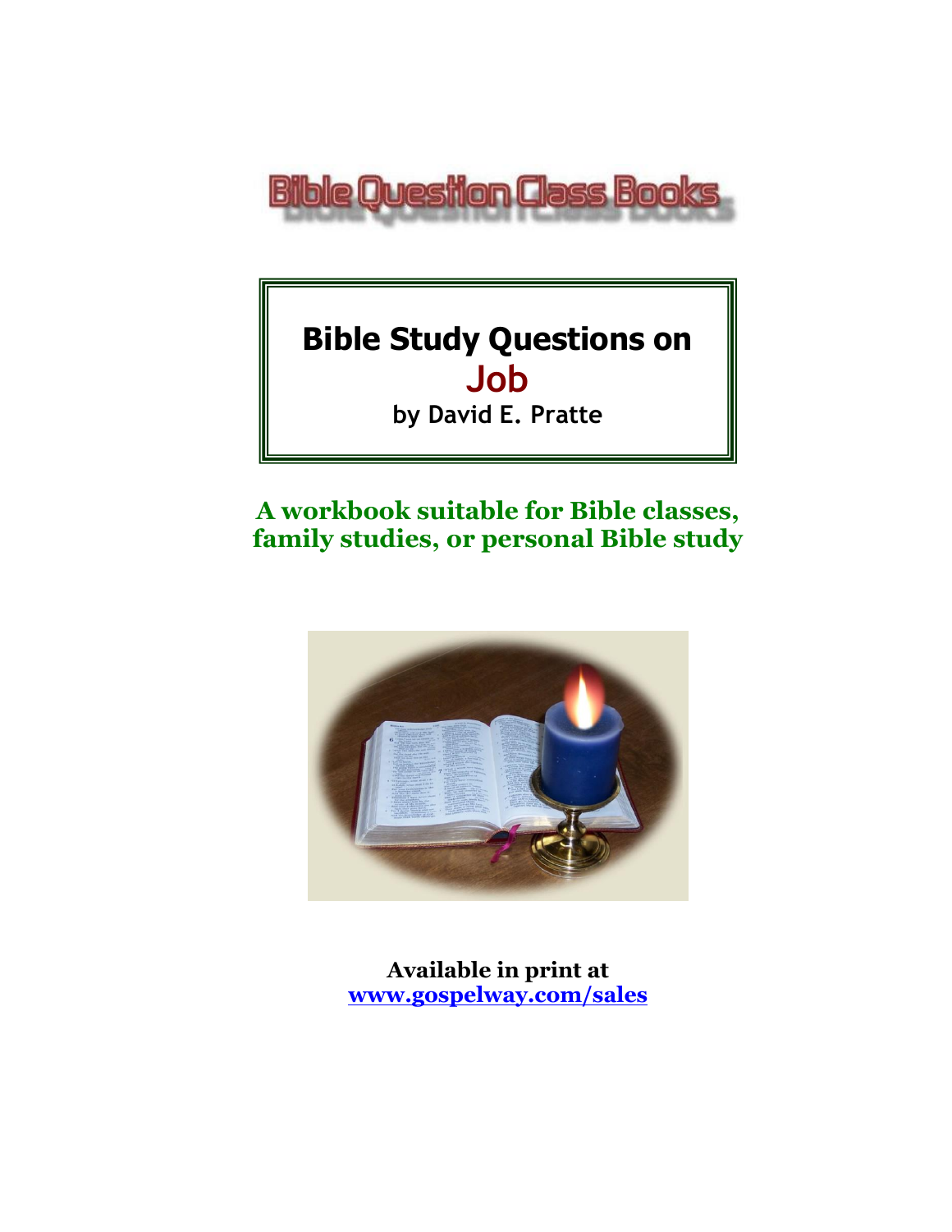Bible Question Class Books

# Bible Study Questions on Job

**by David E. Pratte**

**A workbook suitable for Bible classes, family studies, or personal Bible study**

**Available in print at**
**www.gospelway.com/sales**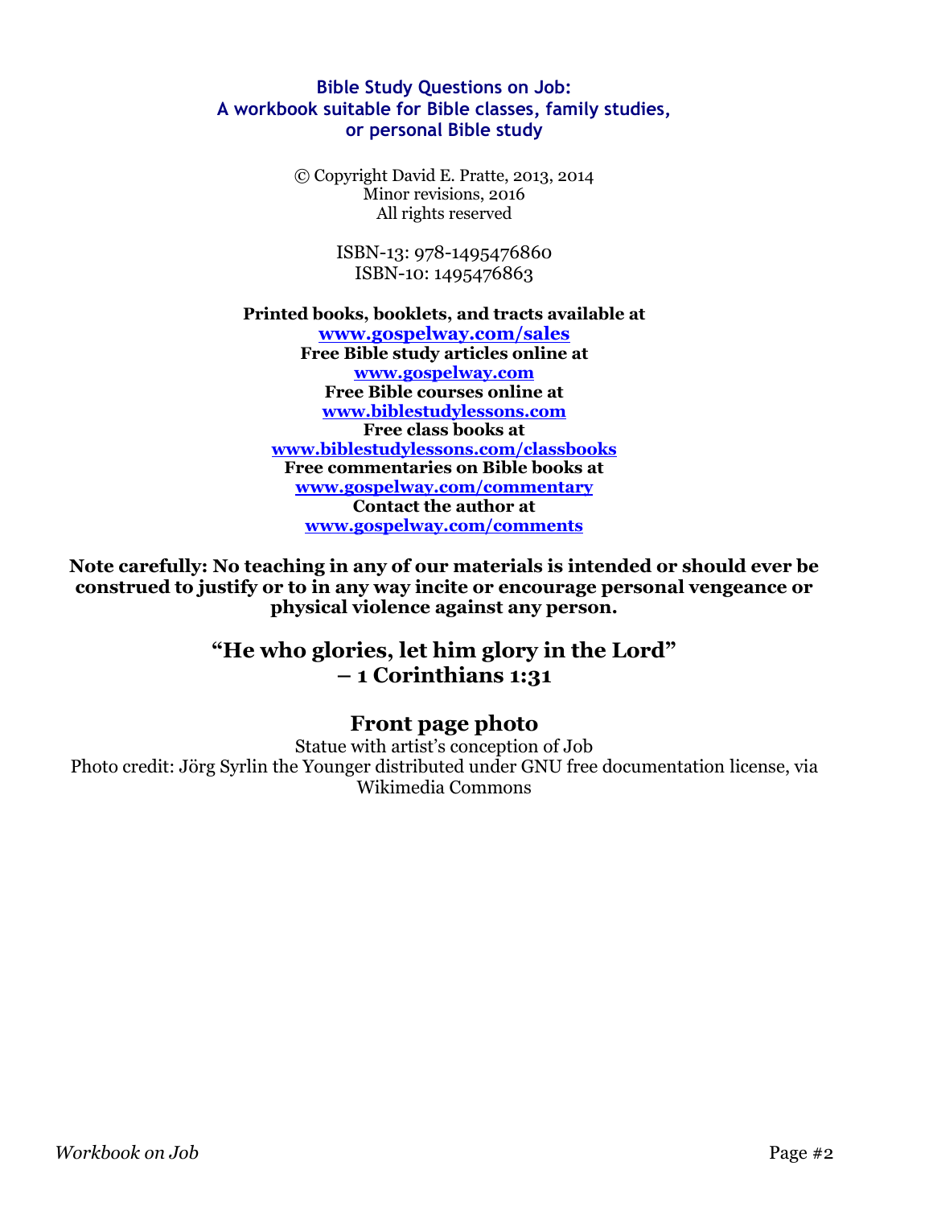**Bible Study Questions on Job:**
**A workbook suitable for Bible classes, family studies, or personal Bible study**

© Copyright David E. Pratte, 2013, 2014
Minor revisions, 2016
All rights reserved

ISBN-13: 978-1495476860
ISBN-10: 1495476863

**Printed books, booklets, and tracts available at**
**[www.gospelway.com/sales](http://www.gospelway.com/sales)**
**Free Bible study articles online at**
**[www.gospelway.com](http://www.gospelway.com)**
**Free Bible courses online at**
**[www.biblestudylessons.com](http://www.biblestudylessons.com)**
**Free class books at**
**[www.biblestudylessons.com/classbooks](http://www.biblestudylessons.com/classbooks)**
**Free commentaries on Bible books at**
**[www.gospelway.com/commentary](http://www.gospelway.com/commentary)**
**Contact the author at**
**[www.gospelway.com/comments](http://www.gospelway.com/comments)**

**Note carefully: No teaching in any of our materials is intended or should ever be construed to justify or to in any way incite or encourage personal vengeance or physical violence against any person.**

## "He who glories, let him glory in the Lord" – 1 Corinthians 1:31

## Front page photo

Statue with artist's conception of Job
Photo credit: Jörg Syrlin the Younger distributed under GNU free documentation license, via Wikimedia Commons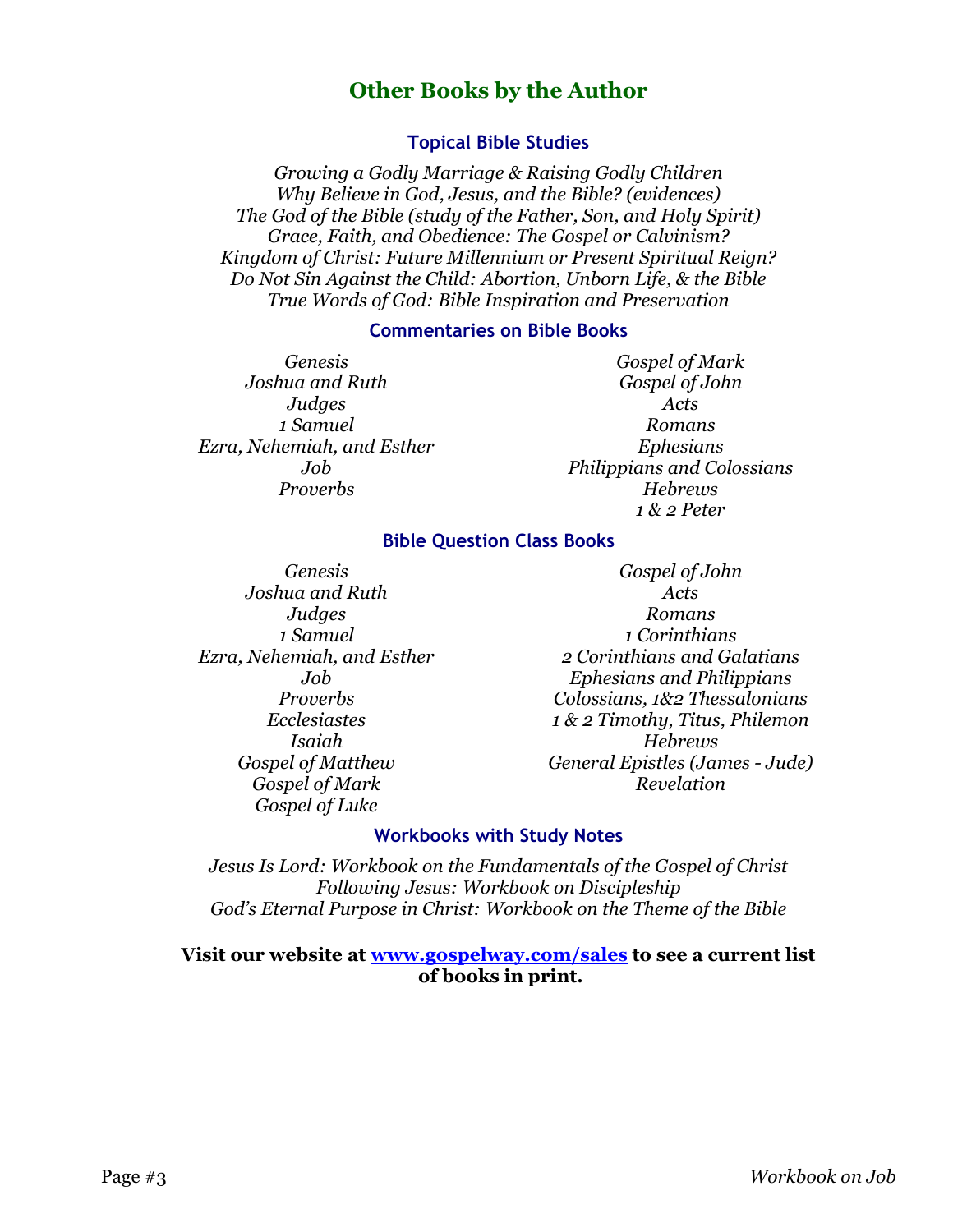## Other Books by the Author

### Topical Bible Studies

*Growing a Godly Marriage & Raising Godly Children*
*Why Believe in God, Jesus, and the Bible? (evidences)*
*The God of the Bible (study of the Father, Son, and Holy Spirit)*
*Grace, Faith, and Obedience: The Gospel or Calvinism?*
*Kingdom of Christ: Future Millennium or Present Spiritual Reign?*
*Do Not Sin Against the Child: Abortion, Unborn Life, & the Bible*
*True Words of God: Bible Inspiration and Preservation*

### Commentaries on Bible Books

*Genesis*
*Joshua and Ruth*
*Judges*
*1 Samuel*
*Ezra, Nehemiah, and Esther*
*Job*
*Proverbs*
*Gospel of Mark*
*Gospel of John*
*Acts*
*Romans*
*Ephesians*
*Philippians and Colossians*
*Hebrews*
*1 & 2 Peter*

### Bible Question Class Books

*Genesis*
*Joshua and Ruth*
*Judges*
*1 Samuel*
*Ezra, Nehemiah, and Esther*
*Job*
*Proverbs*
*Ecclesiastes*
*Isaiah*
*Gospel of Matthew*
*Gospel of Mark*
*Gospel of Luke*
*Gospel of John*
*Acts*
*Romans*
*1 Corinthians*
*2 Corinthians and Galatians*
*Ephesians and Philippians*
*Colossians, 1&2 Thessalonians*
*1 & 2 Timothy, Titus, Philemon*
*Hebrews*
*General Epistles (James - Jude)*
*Revelation*

### Workbooks with Study Notes

*Jesus Is Lord: Workbook on the Fundamentals of the Gospel of Christ*
*Following Jesus: Workbook on Discipleship*
*God's Eternal Purpose in Christ: Workbook on the Theme of the Bible*

**Visit our website at [www.gospelway.com/sales](http://www.gospelway.com/sales) to see a current list of books in print.**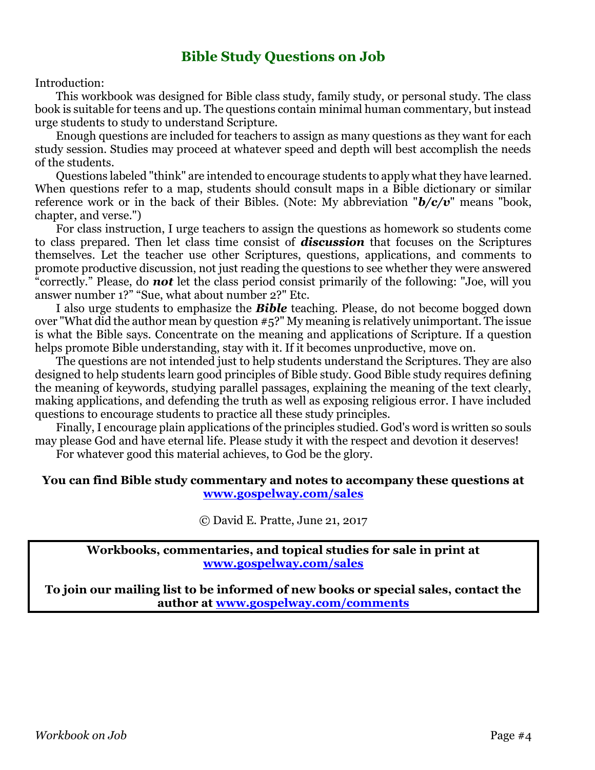# Bible Study Questions on Job

Introduction:

This workbook was designed for Bible class study, family study, or personal study. The class book is suitable for teens and up. The questions contain minimal human commentary, but instead urge students to study to understand Scripture.

Enough questions are included for teachers to assign as many questions as they want for each study session. Studies may proceed at whatever speed and depth will best accomplish the needs of the students.

Questions labeled "think" are intended to encourage students to apply what they have learned. When questions refer to a map, students should consult maps in a Bible dictionary or similar reference work or in the back of their Bibles. (Note: My abbreviation "***b/c/v***" means "book, chapter, and verse.")

For class instruction, I urge teachers to assign the questions as homework so students come to class prepared. Then let class time consist of ***discussion*** that focuses on the Scriptures themselves. Let the teacher use other Scriptures, questions, applications, and comments to promote productive discussion, not just reading the questions to see whether they were answered "correctly." Please, do ***not*** let the class period consist primarily of the following: "Joe, will you answer number 1?" "Sue, what about number 2?" Etc.

I also urge students to emphasize the ***Bible*** teaching. Please, do not become bogged down over "What did the author mean by question #5?" My meaning is relatively unimportant. The issue is what the Bible says. Concentrate on the meaning and applications of Scripture. If a question helps promote Bible understanding, stay with it. If it becomes unproductive, move on.

The questions are not intended just to help students understand the Scriptures. They are also designed to help students learn good principles of Bible study. Good Bible study requires defining the meaning of keywords, studying parallel passages, explaining the meaning of the text clearly, making applications, and defending the truth as well as exposing religious error. I have included questions to encourage students to practice all these study principles.

Finally, I encourage plain applications of the principles studied. God's word is written so souls may please God and have eternal life. Please study it with the respect and devotion it deserves!

For whatever good this material achieves, to God be the glory.

**You can find Bible study commentary and notes to accompany these questions at [www.gospelway.com/sales](http://www.gospelway.com/sales)**

© David E. Pratte, June 21, 2017

**Workbooks, commentaries, and topical studies for sale in print at [www.gospelway.com/sales](http://www.gospelway.com/sales)**

**To join our mailing list to be informed of new books or special sales, contact the author at [www.gospelway.com/comments](http://www.gospelway.com/comments)**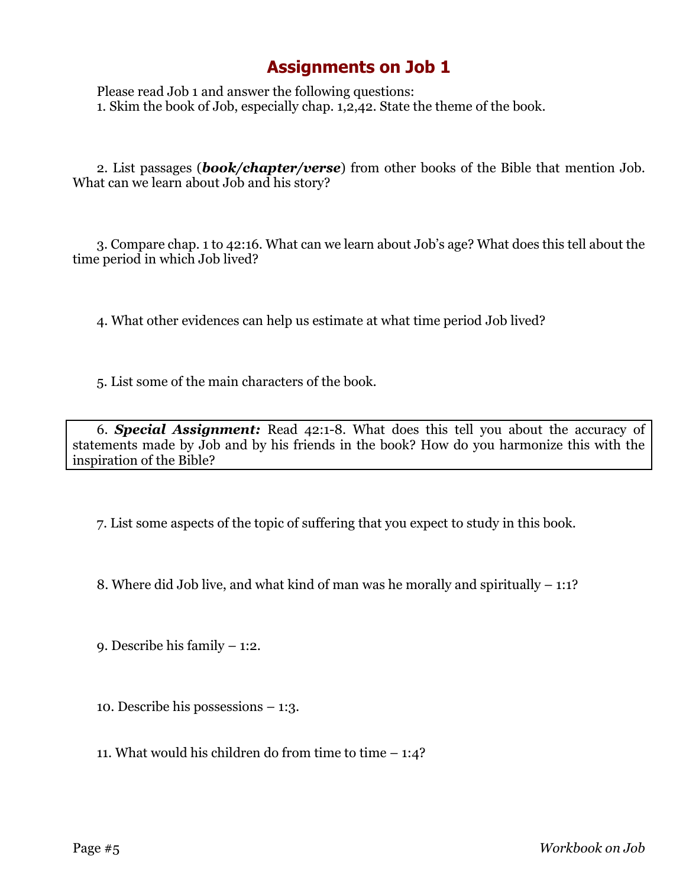## Assignments on Job 1

Please read Job 1 and answer the following questions:

1. Skim the book of Job, especially chap. 1,2,42. State the theme of the book.

2. List passages (***book/chapter/verse***) from other books of the Bible that mention Job. What can we learn about Job and his story?

3. Compare chap. 1 to 42:16. What can we learn about Job's age? What does this tell about the time period in which Job lived?

4. What other evidences can help us estimate at what time period Job lived?

5. List some of the main characters of the book.

6. ***Special Assignment:*** Read 42:1-8. What does this tell you about the accuracy of statements made by Job and by his friends in the book? How do you harmonize this with the inspiration of the Bible?

7. List some aspects of the topic of suffering that you expect to study in this book.

8. Where did Job live, and what kind of man was he morally and spiritually – 1:1?

9. Describe his family – 1:2.

10. Describe his possessions – 1:3.

11. What would his children do from time to time – 1:4?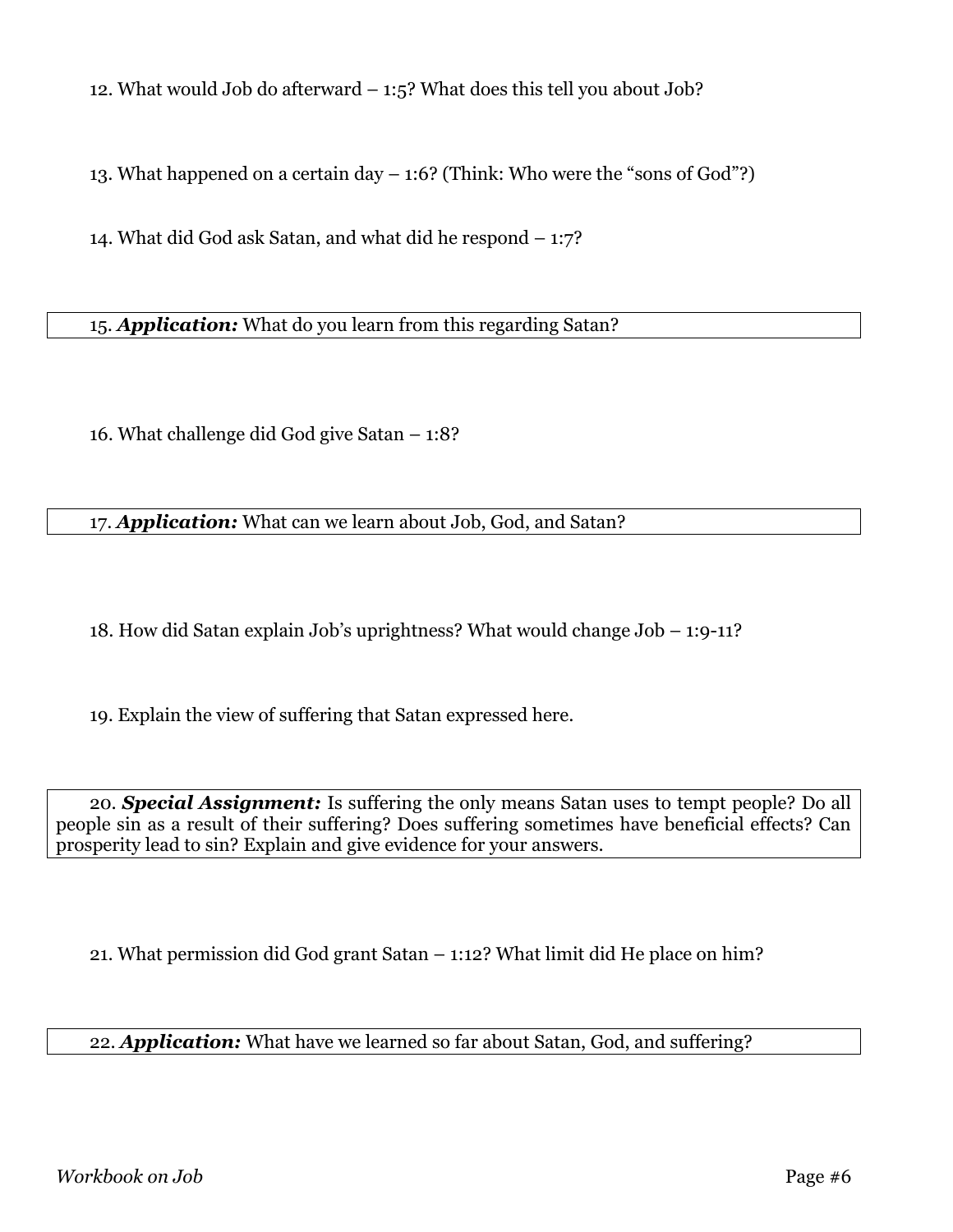12. What would Job do afterward – 1:5? What does this tell you about Job?

13. What happened on a certain day – 1:6? (Think: Who were the "sons of God"?)

14. What did God ask Satan, and what did he respond – 1:7?

15. ***Application:*** What do you learn from this regarding Satan?

16. What challenge did God give Satan – 1:8?

17. ***Application:*** What can we learn about Job, God, and Satan?

18. How did Satan explain Job's uprightness? What would change Job – 1:9-11?

19. Explain the view of suffering that Satan expressed here.

20. ***Special Assignment:*** Is suffering the only means Satan uses to tempt people? Do all people sin as a result of their suffering? Does suffering sometimes have beneficial effects? Can prosperity lead to sin? Explain and give evidence for your answers.

21. What permission did God grant Satan – 1:12? What limit did He place on him?

22. ***Application:*** What have we learned so far about Satan, God, and suffering?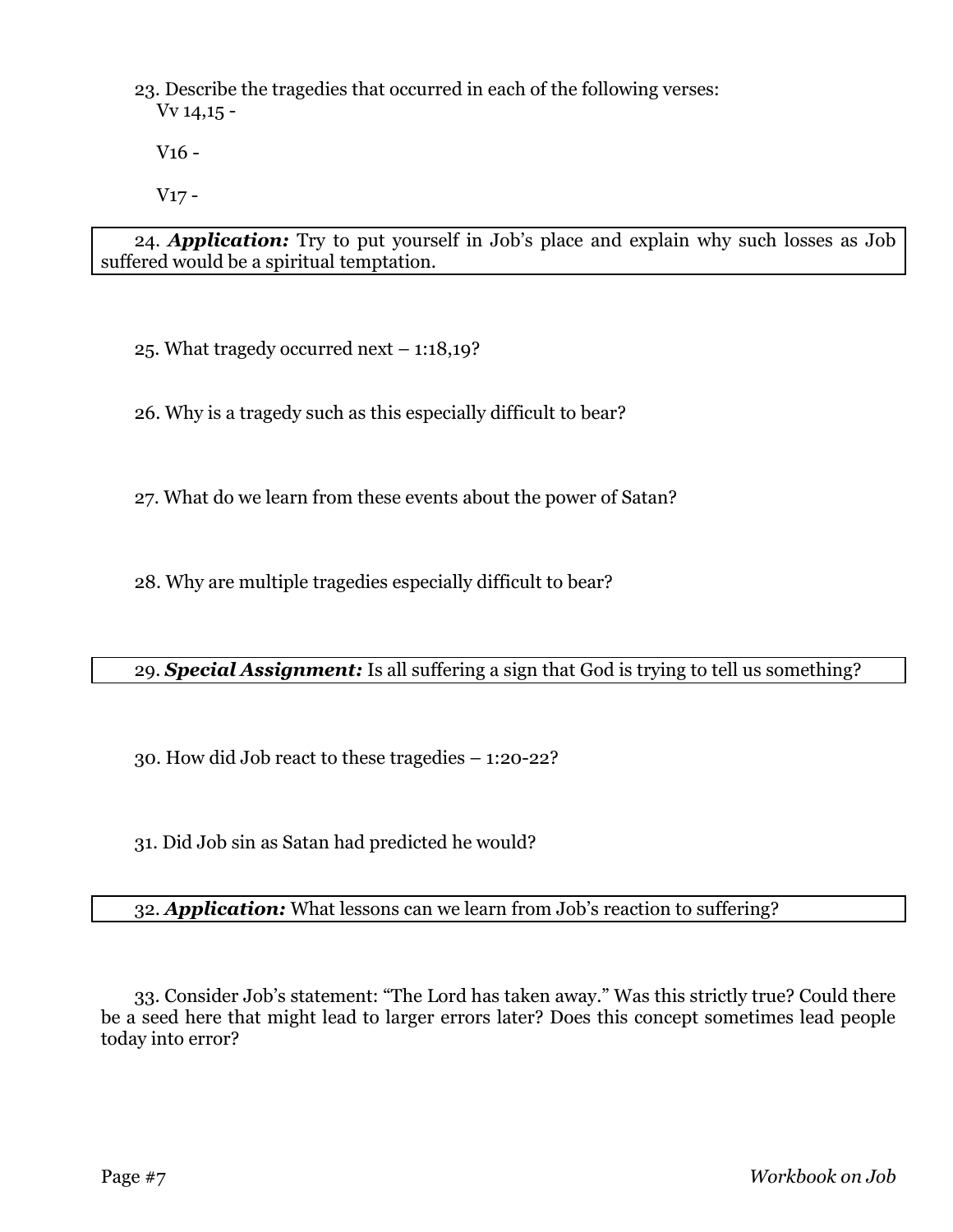23. Describe the tragedies that occurred in each of the following verses:

Vv 14,15 -

V16 -

V17 -

24. ***Application:*** Try to put yourself in Job's place and explain why such losses as Job suffered would be a spiritual temptation.

25. What tragedy occurred next – 1:18,19?

26. Why is a tragedy such as this especially difficult to bear?

27. What do we learn from these events about the power of Satan?

28. Why are multiple tragedies especially difficult to bear?

29. ***Special Assignment:*** Is all suffering a sign that God is trying to tell us something?

30. How did Job react to these tragedies – 1:20-22?

31. Did Job sin as Satan had predicted he would?

32. ***Application:*** What lessons can we learn from Job's reaction to suffering?

33. Consider Job's statement: "The Lord has taken away." Was this strictly true? Could there be a seed here that might lead to larger errors later? Does this concept sometimes lead people today into error?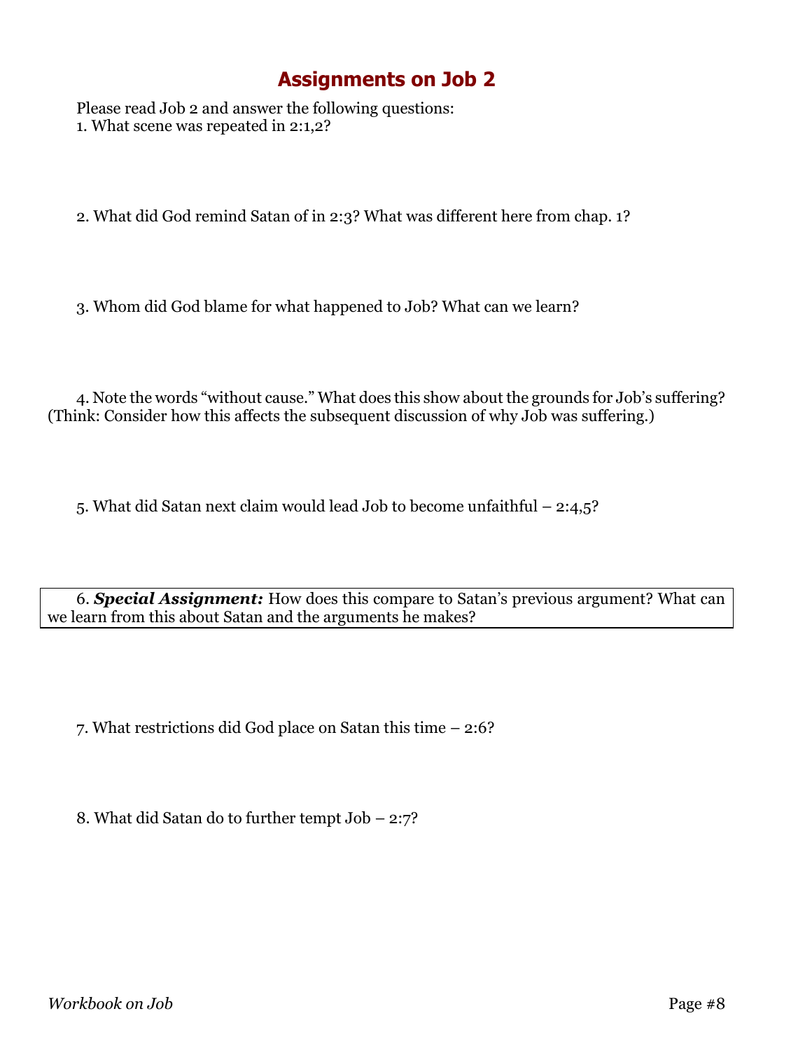# Assignments on Job 2

Please read Job 2 and answer the following questions:

1. What scene was repeated in 2:1,2?

2. What did God remind Satan of in 2:3? What was different here from chap. 1?

3. Whom did God blame for what happened to Job? What can we learn?

4. Note the words "without cause." What does this show about the grounds for Job's suffering? (Think: Consider how this affects the subsequent discussion of why Job was suffering.)

5. What did Satan next claim would lead Job to become unfaithful – 2:4,5?

6. ***Special Assignment:*** How does this compare to Satan's previous argument? What can we learn from this about Satan and the arguments he makes?

7. What restrictions did God place on Satan this time – 2:6?

8. What did Satan do to further tempt Job – 2:7?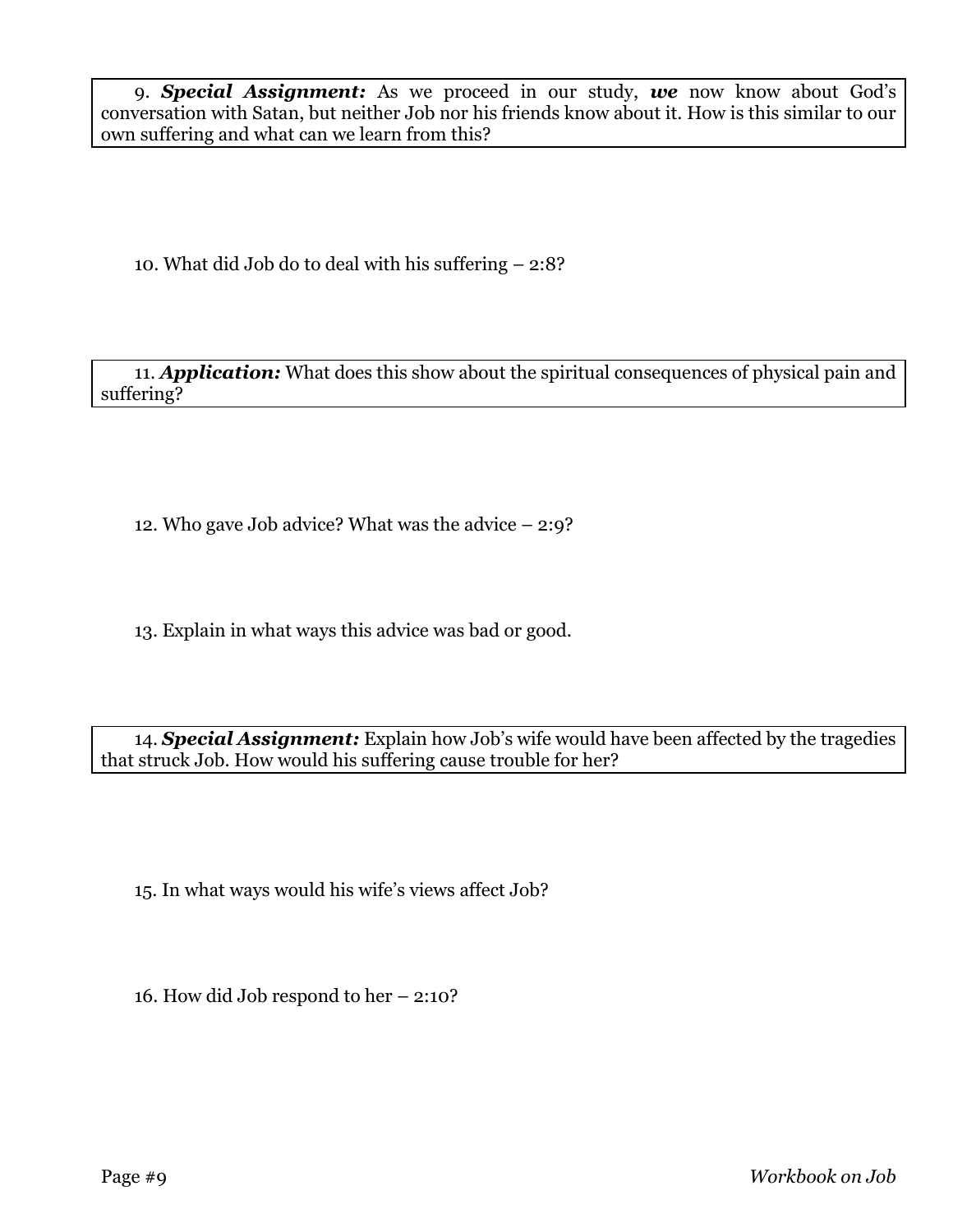9. ***Special Assignment:*** As we proceed in our study, ***we*** now know about God's conversation with Satan, but neither Job nor his friends know about it. How is this similar to our own suffering and what can we learn from this?

10. What did Job do to deal with his suffering – 2:8?

11. ***Application:*** What does this show about the spiritual consequences of physical pain and suffering?

12. Who gave Job advice? What was the advice – 2:9?

13. Explain in what ways this advice was bad or good.

14. ***Special Assignment:*** Explain how Job's wife would have been affected by the tragedies that struck Job. How would his suffering cause trouble for her?

15. In what ways would his wife's views affect Job?

16. How did Job respond to her – 2:10?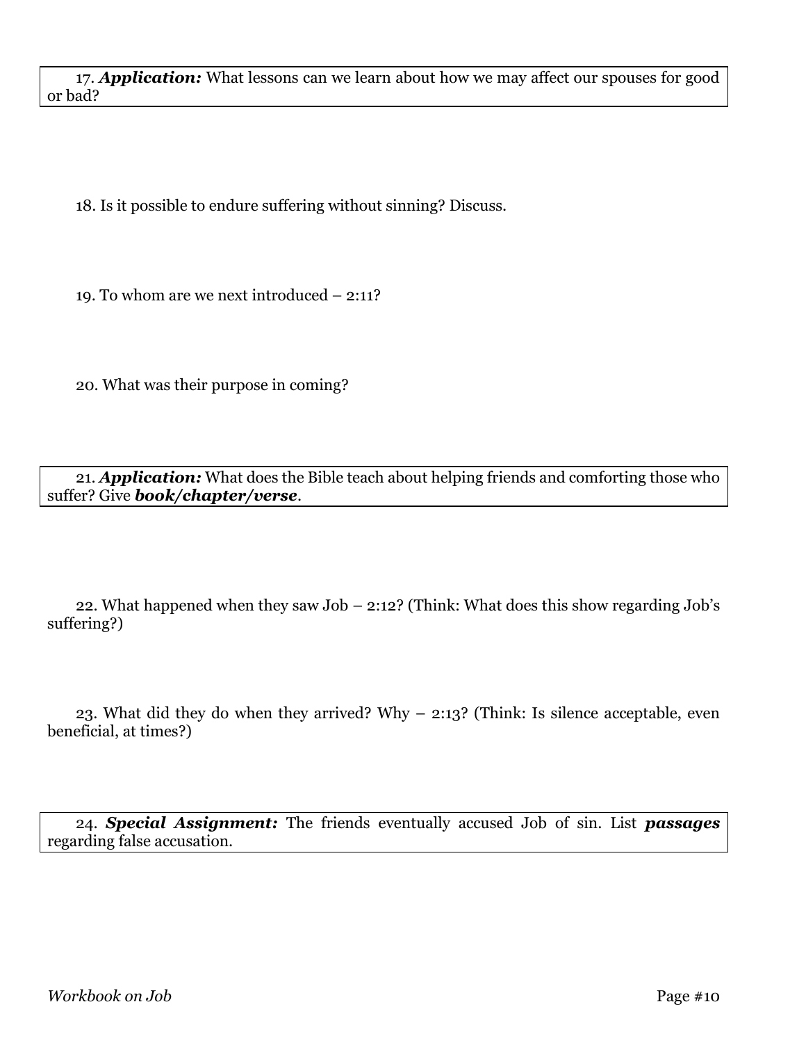17. ***Application:*** What lessons can we learn about how we may affect our spouses for good or bad?

18. Is it possible to endure suffering without sinning? Discuss.

19. To whom are we next introduced – 2:11?

20. What was their purpose in coming?

21. ***Application:*** What does the Bible teach about helping friends and comforting those who suffer? Give ***book/chapter/verse***.

22. What happened when they saw Job – 2:12? (Think: What does this show regarding Job's suffering?)

23. What did they do when they arrived? Why – 2:13? (Think: Is silence acceptable, even beneficial, at times?)

24. ***Special Assignment:*** The friends eventually accused Job of sin. List ***passages*** regarding false accusation.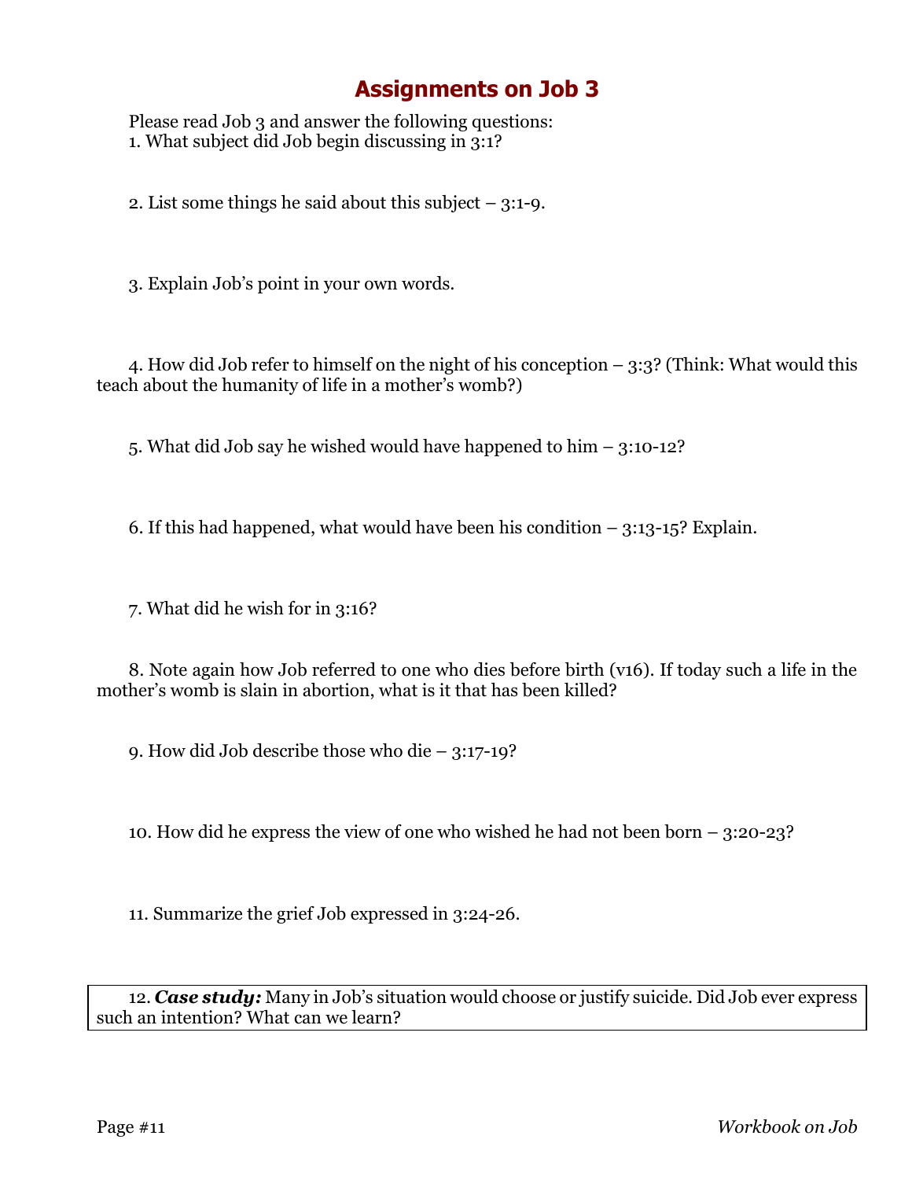# Assignments on Job 3

Please read Job 3 and answer the following questions:

1. What subject did Job begin discussing in 3:1?

2. List some things he said about this subject – 3:1-9.

3. Explain Job's point in your own words.

4. How did Job refer to himself on the night of his conception – 3:3? (Think: What would this teach about the humanity of life in a mother's womb?)

5. What did Job say he wished would have happened to him – 3:10-12?

6. If this had happened, what would have been his condition – 3:13-15? Explain.

7. What did he wish for in 3:16?

8. Note again how Job referred to one who dies before birth (v16). If today such a life in the mother's womb is slain in abortion, what is it that has been killed?

9. How did Job describe those who die – 3:17-19?

10. How did he express the view of one who wished he had not been born – 3:20-23?

11. Summarize the grief Job expressed in 3:24-26.

12. ***Case study:*** Many in Job's situation would choose or justify suicide. Did Job ever express such an intention? What can we learn?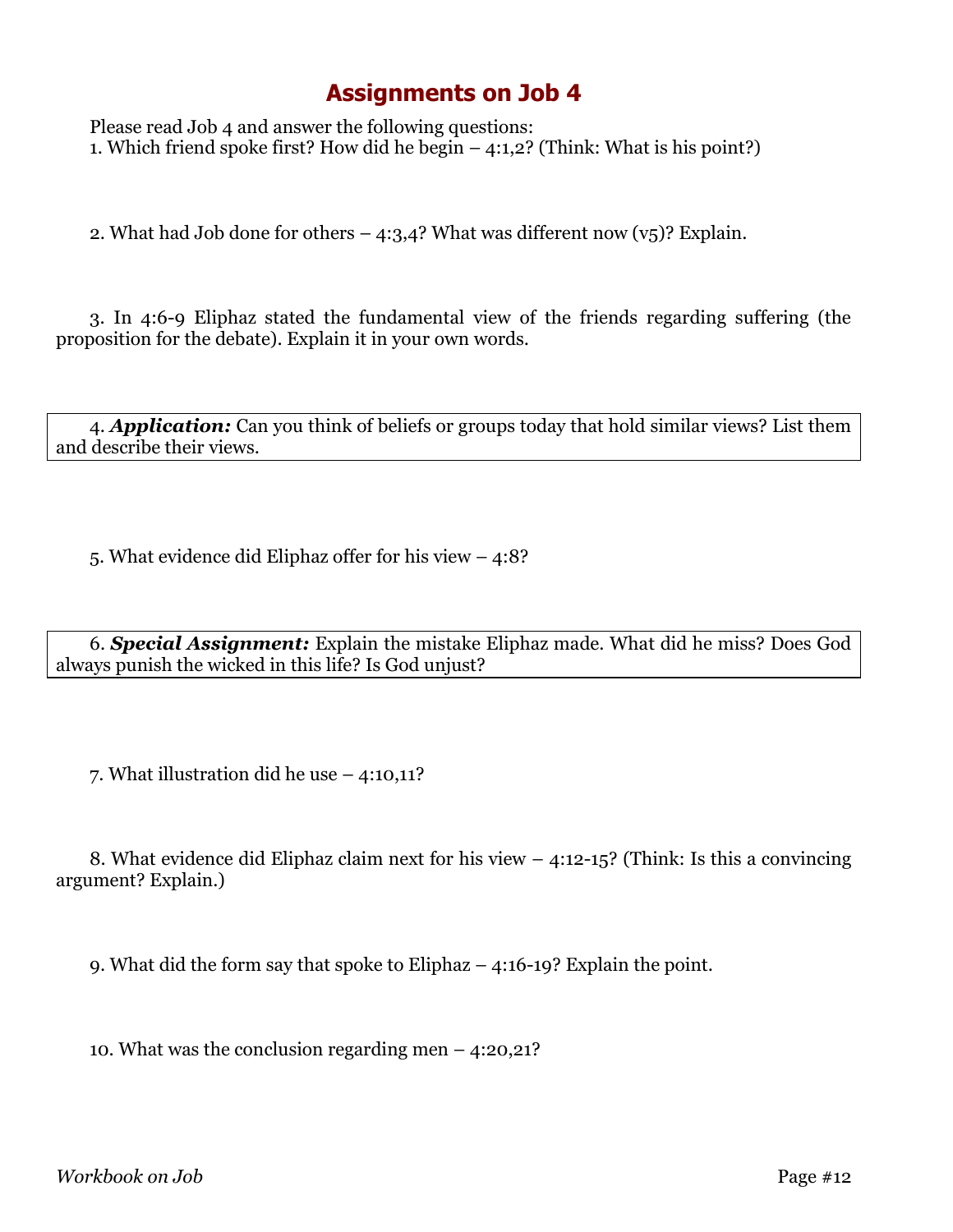# Assignments on Job 4

Please read Job 4 and answer the following questions:

1. Which friend spoke first? How did he begin – 4:1,2? (Think: What is his point?)

2. What had Job done for others – 4:3,4? What was different now (v5)? Explain.

3. In 4:6-9 Eliphaz stated the fundamental view of the friends regarding suffering (the proposition for the debate). Explain it in your own words.

4. ***Application:*** Can you think of beliefs or groups today that hold similar views? List them and describe their views.

5. What evidence did Eliphaz offer for his view – 4:8?

6. ***Special Assignment:*** Explain the mistake Eliphaz made. What did he miss? Does God always punish the wicked in this life? Is God unjust?

7. What illustration did he use – 4:10,11?

8. What evidence did Eliphaz claim next for his view – 4:12-15? (Think: Is this a convincing argument? Explain.)

9. What did the form say that spoke to Eliphaz – 4:16-19? Explain the point.

10. What was the conclusion regarding men – 4:20,21?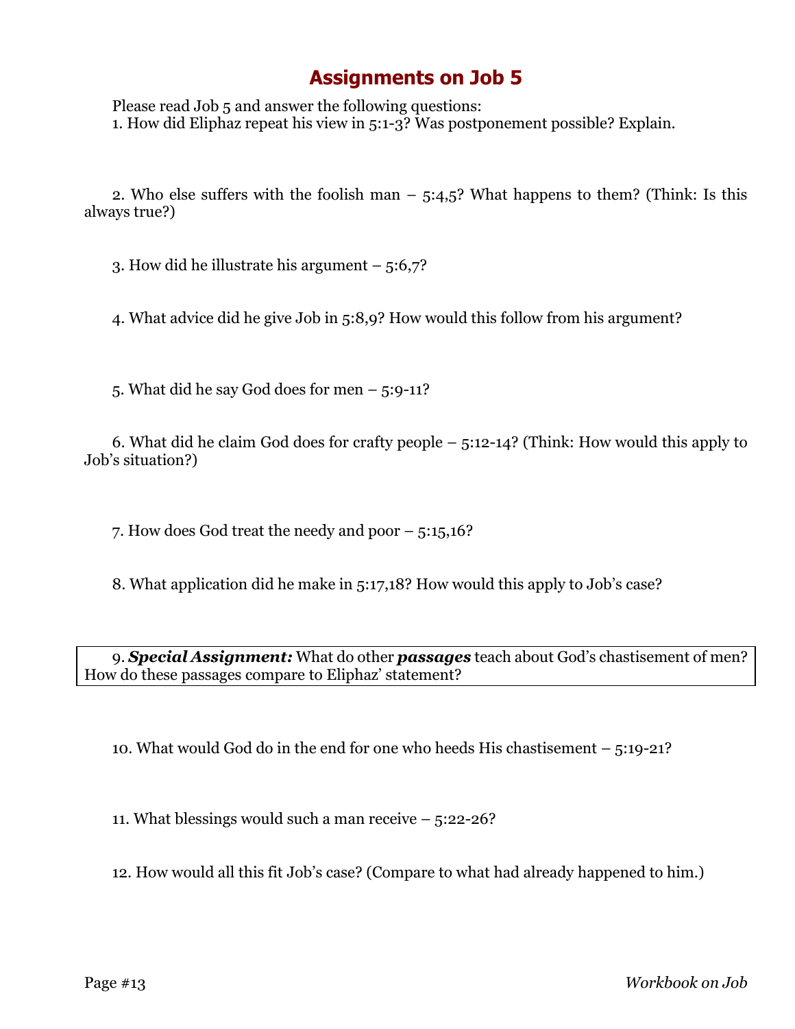# Assignments on Job 5

Please read Job 5 and answer the following questions:

1. How did Eliphaz repeat his view in 5:1-3? Was postponement possible? Explain.

2. Who else suffers with the foolish man – 5:4,5? What happens to them? (Think: Is this always true?)

3. How did he illustrate his argument – 5:6,7?

4. What advice did he give Job in 5:8,9? How would this follow from his argument?

5. What did he say God does for men – 5:9-11?

6. What did he claim God does for crafty people – 5:12-14? (Think: How would this apply to Job's situation?)

7. How does God treat the needy and poor – 5:15,16?

8. What application did he make in 5:17,18? How would this apply to Job's case?

9. ***Special Assignment:*** What do other ***passages*** teach about God's chastisement of men? How do these passages compare to Eliphaz' statement?

10. What would God do in the end for one who heeds His chastisement – 5:19-21?

11. What blessings would such a man receive – 5:22-26?

12. How would all this fit Job's case? (Compare to what had already happened to him.)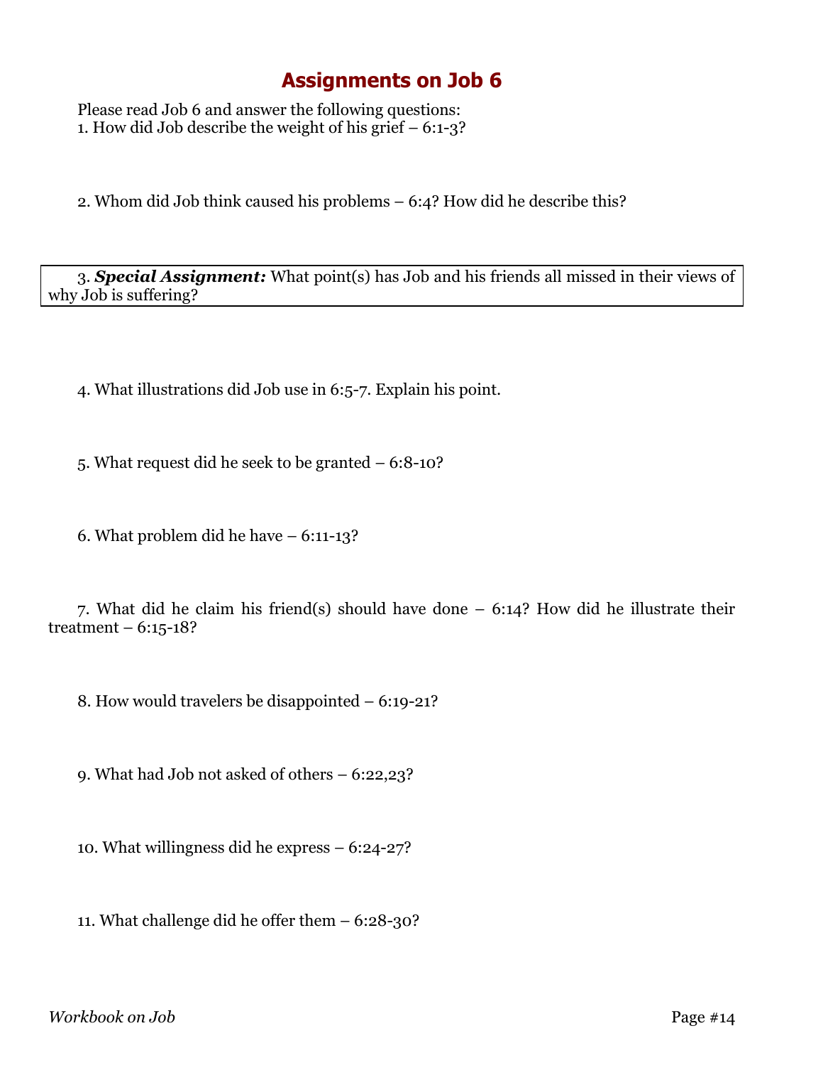# Assignments on Job 6

Please read Job 6 and answer the following questions:

1. How did Job describe the weight of his grief – 6:1-3?

2. Whom did Job think caused his problems – 6:4? How did he describe this?

3. ***Special Assignment:*** What point(s) has Job and his friends all missed in their views of why Job is suffering?

4. What illustrations did Job use in 6:5-7. Explain his point.

5. What request did he seek to be granted – 6:8-10?

6. What problem did he have – 6:11-13?

7. What did he claim his friend(s) should have done – 6:14? How did he illustrate their treatment – 6:15-18?

8. How would travelers be disappointed – 6:19-21?

9. What had Job not asked of others – 6:22,23?

10. What willingness did he express – 6:24-27?

11. What challenge did he offer them – 6:28-30?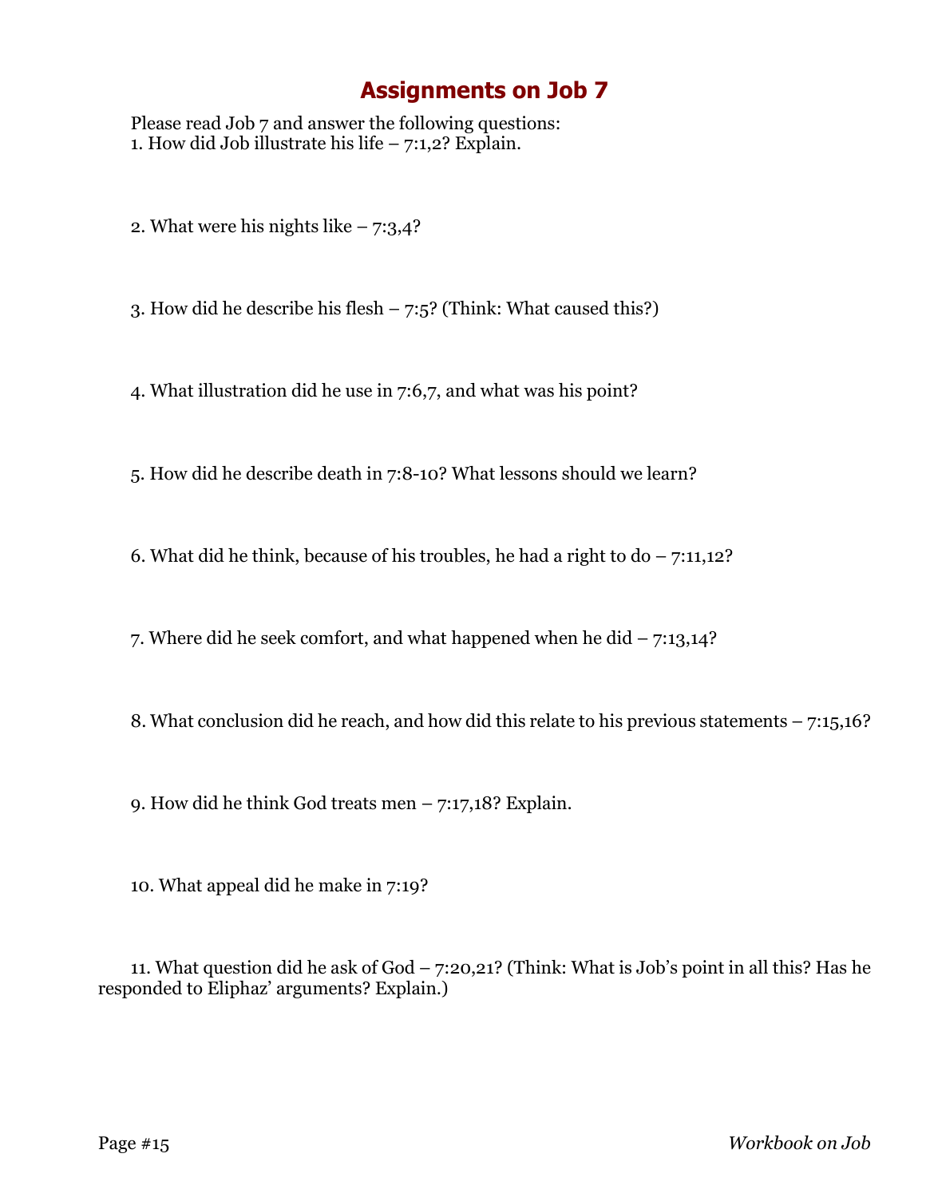# Assignments on Job 7

Please read Job 7 and answer the following questions:

1. How did Job illustrate his life – 7:1,2? Explain.

2. What were his nights like – 7:3,4?

3. How did he describe his flesh – 7:5? (Think: What caused this?)

4. What illustration did he use in 7:6,7, and what was his point?

5. How did he describe death in 7:8-10? What lessons should we learn?

6. What did he think, because of his troubles, he had a right to do – 7:11,12?

7. Where did he seek comfort, and what happened when he did – 7:13,14?

8. What conclusion did he reach, and how did this relate to his previous statements – 7:15,16?

9. How did he think God treats men – 7:17,18? Explain.

10. What appeal did he make in 7:19?

11. What question did he ask of God – 7:20,21? (Think: What is Job's point in all this? Has he responded to Eliphaz' arguments? Explain.)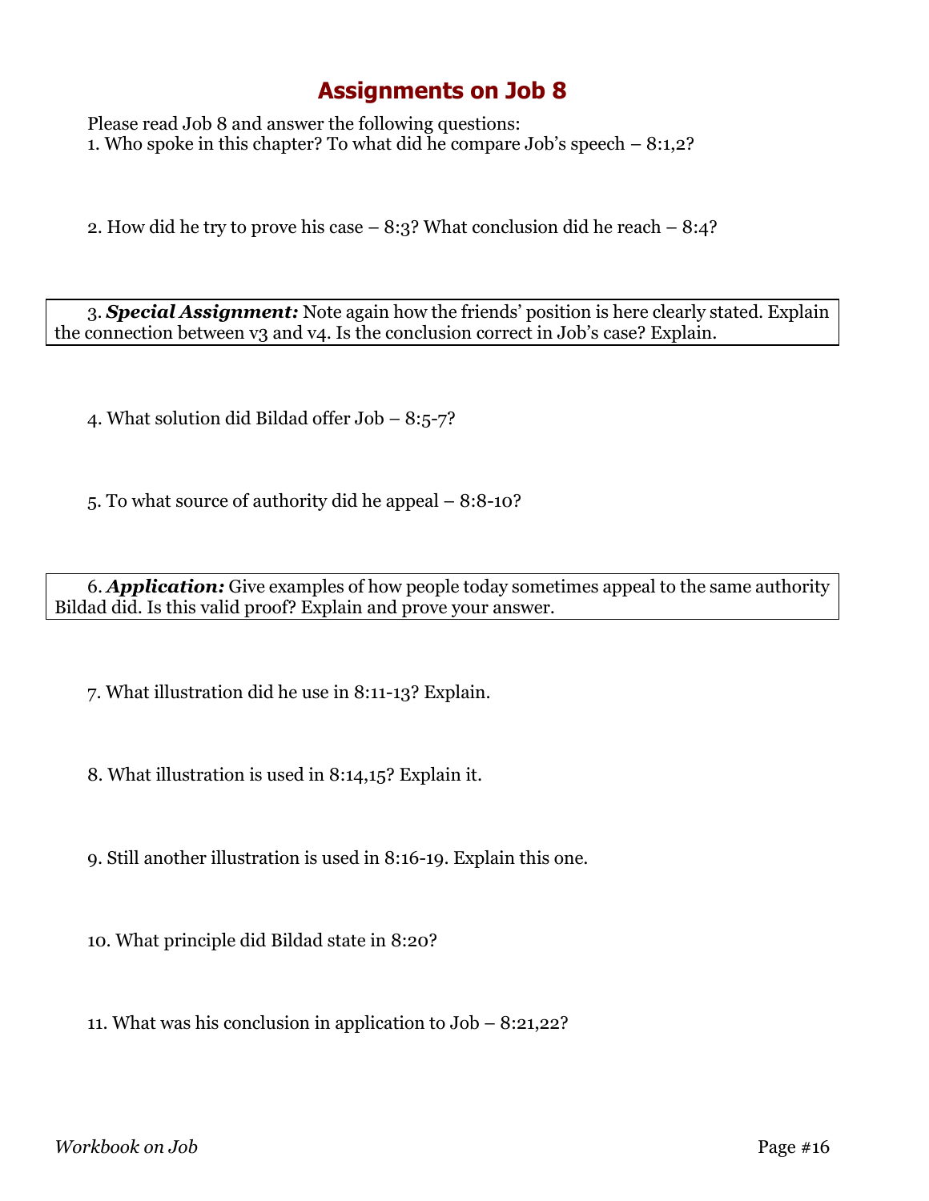# Assignments on Job 8

Please read Job 8 and answer the following questions:

1. Who spoke in this chapter? To what did he compare Job's speech – 8:1,2?

2. How did he try to prove his case – 8:3? What conclusion did he reach – 8:4?

3. ***Special Assignment:*** Note again how the friends' position is here clearly stated. Explain the connection between v3 and v4. Is the conclusion correct in Job's case? Explain.

4. What solution did Bildad offer Job – 8:5-7?

5. To what source of authority did he appeal – 8:8-10?

6. ***Application:*** Give examples of how people today sometimes appeal to the same authority Bildad did. Is this valid proof? Explain and prove your answer.

7. What illustration did he use in 8:11-13? Explain.

8. What illustration is used in 8:14,15? Explain it.

9. Still another illustration is used in 8:16-19. Explain this one.

10. What principle did Bildad state in 8:20?

11. What was his conclusion in application to Job – 8:21,22?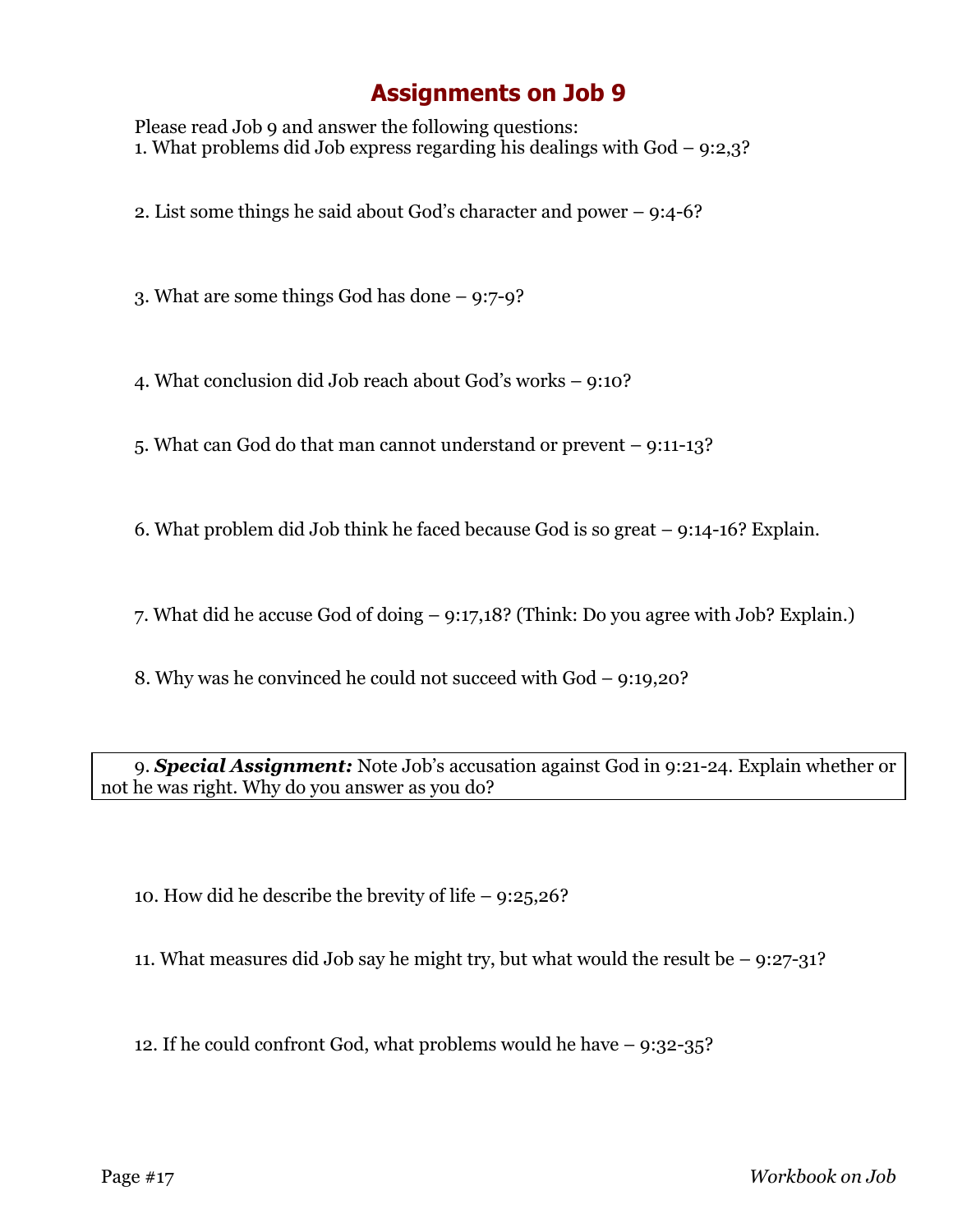# Assignments on Job 9

Please read Job 9 and answer the following questions:

1. What problems did Job express regarding his dealings with God – 9:2,3?

2. List some things he said about God's character and power – 9:4-6?

3. What are some things God has done – 9:7-9?

4. What conclusion did Job reach about God's works – 9:10?

5. What can God do that man cannot understand or prevent – 9:11-13?

6. What problem did Job think he faced because God is so great – 9:14-16? Explain.

7. What did he accuse God of doing – 9:17,18? (Think: Do you agree with Job? Explain.)

8. Why was he convinced he could not succeed with God – 9:19,20?

9. ***Special Assignment:*** Note Job's accusation against God in 9:21-24. Explain whether or not he was right. Why do you answer as you do?

10. How did he describe the brevity of life – 9:25,26?

11. What measures did Job say he might try, but what would the result be – 9:27-31?

12. If he could confront God, what problems would he have – 9:32-35?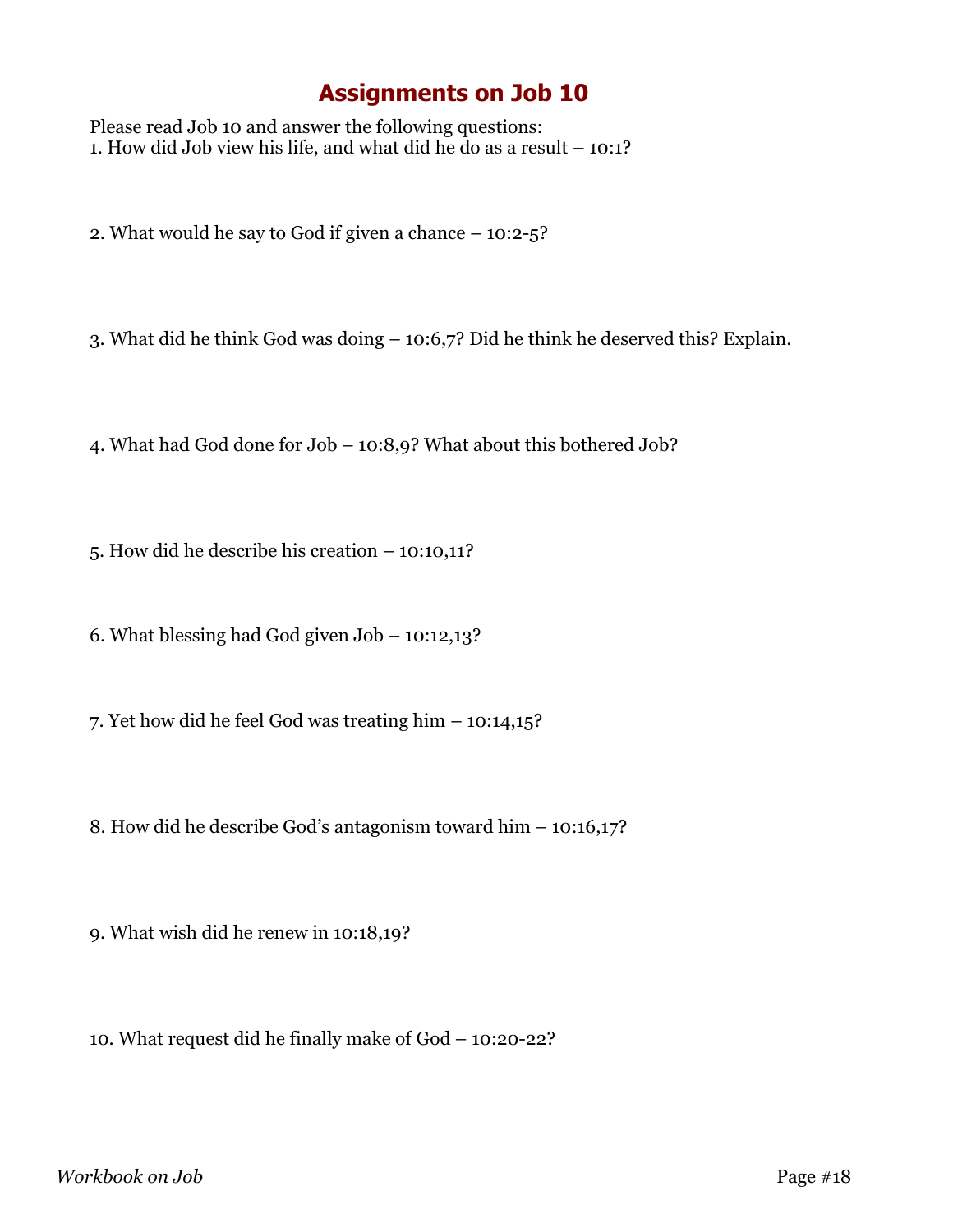# Assignments on Job 10

Please read Job 10 and answer the following questions:

1. How did Job view his life, and what did he do as a result – 10:1?

2. What would he say to God if given a chance – 10:2-5?

3. What did he think God was doing – 10:6,7? Did he think he deserved this? Explain.

4. What had God done for Job – 10:8,9? What about this bothered Job?

5. How did he describe his creation – 10:10,11?

6. What blessing had God given Job – 10:12,13?

7. Yet how did he feel God was treating him – 10:14,15?

8. How did he describe God's antagonism toward him – 10:16,17?

9. What wish did he renew in 10:18,19?

10. What request did he finally make of God – 10:20-22?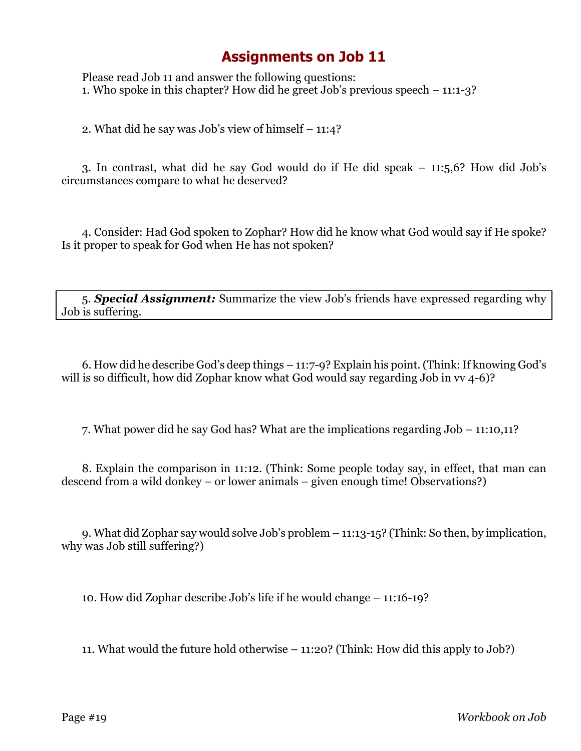# Assignments on Job 11

Please read Job 11 and answer the following questions:

1. Who spoke in this chapter? How did he greet Job's previous speech – 11:1-3?

2. What did he say was Job's view of himself – 11:4?

3. In contrast, what did he say God would do if He did speak – 11:5,6? How did Job's circumstances compare to what he deserved?

4. Consider: Had God spoken to Zophar? How did he know what God would say if He spoke? Is it proper to speak for God when He has not spoken?

5. ***Special Assignment:*** Summarize the view Job's friends have expressed regarding why Job is suffering.

6. How did he describe God's deep things – 11:7-9? Explain his point. (Think: If knowing God's will is so difficult, how did Zophar know what God would say regarding Job in vv 4-6)?

7. What power did he say God has? What are the implications regarding Job – 11:10,11?

8. Explain the comparison in 11:12. (Think: Some people today say, in effect, that man can descend from a wild donkey – or lower animals – given enough time! Observations?)

9. What did Zophar say would solve Job's problem – 11:13-15? (Think: So then, by implication, why was Job still suffering?)

10. How did Zophar describe Job's life if he would change – 11:16-19?

11. What would the future hold otherwise – 11:20? (Think: How did this apply to Job?)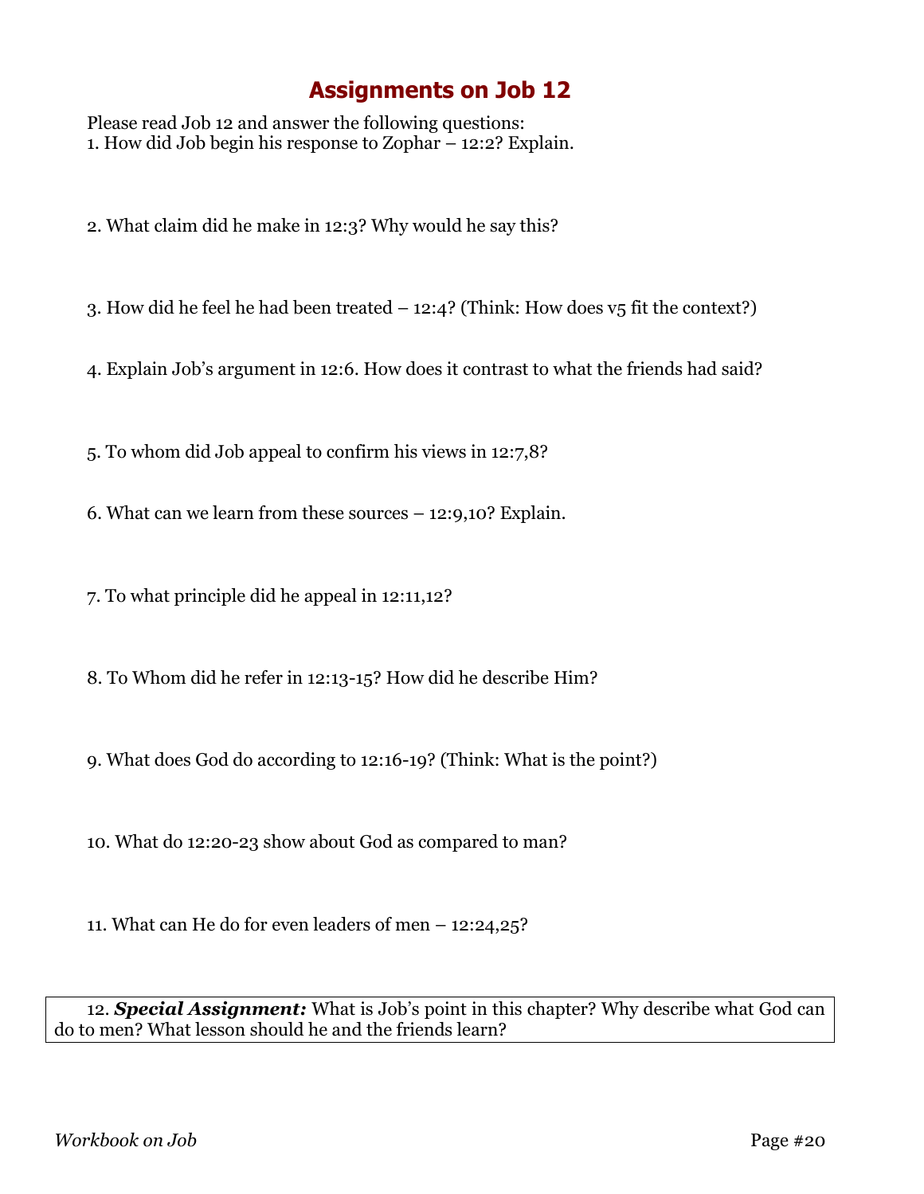# Assignments on Job 12

Please read Job 12 and answer the following questions:

1. How did Job begin his response to Zophar – 12:2? Explain.

2. What claim did he make in 12:3? Why would he say this?

3. How did he feel he had been treated – 12:4? (Think: How does v5 fit the context?)

4. Explain Job's argument in 12:6. How does it contrast to what the friends had said?

5. To whom did Job appeal to confirm his views in 12:7,8?

6. What can we learn from these sources – 12:9,10? Explain.

7. To what principle did he appeal in 12:11,12?

8. To Whom did he refer in 12:13-15? How did he describe Him?

9. What does God do according to 12:16-19? (Think: What is the point?)

10. What do 12:20-23 show about God as compared to man?

11. What can He do for even leaders of men – 12:24,25?

12. ***Special Assignment:*** What is Job's point in this chapter? Why describe what God can do to men? What lesson should he and the friends learn?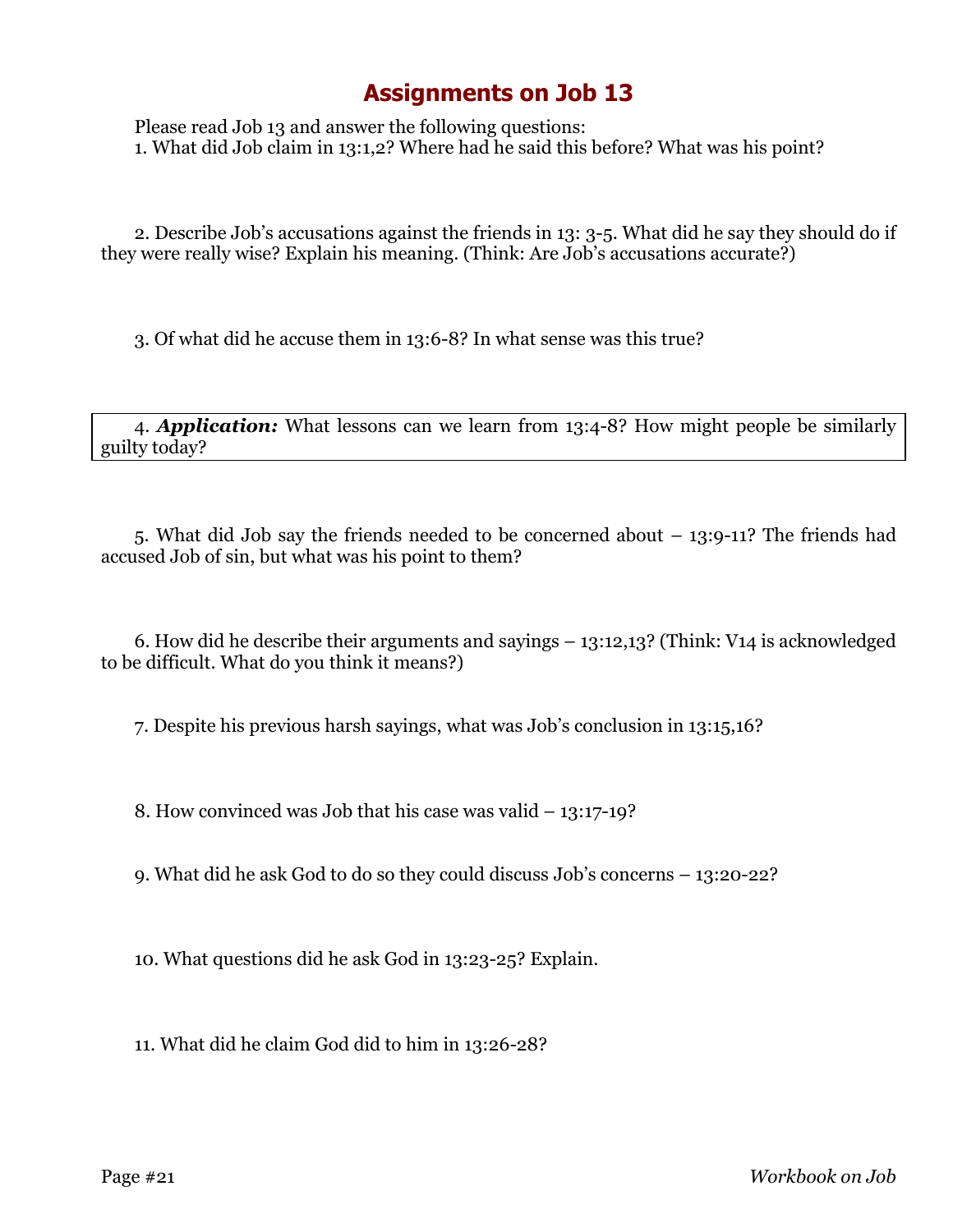# Assignments on Job 13

Please read Job 13 and answer the following questions:

1. What did Job claim in 13:1,2? Where had he said this before? What was his point?

2. Describe Job's accusations against the friends in 13: 3-5. What did he say they should do if they were really wise? Explain his meaning. (Think: Are Job's accusations accurate?)

3. Of what did he accuse them in 13:6-8? In what sense was this true?

4. ***Application:*** What lessons can we learn from 13:4-8? How might people be similarly guilty today?

5. What did Job say the friends needed to be concerned about – 13:9-11? The friends had accused Job of sin, but what was his point to them?

6. How did he describe their arguments and sayings – 13:12,13? (Think: V14 is acknowledged to be difficult. What do you think it means?)

7. Despite his previous harsh sayings, what was Job's conclusion in 13:15,16?

8. How convinced was Job that his case was valid – 13:17-19?

9. What did he ask God to do so they could discuss Job's concerns – 13:20-22?

10. What questions did he ask God in 13:23-25? Explain.

11. What did he claim God did to him in 13:26-28?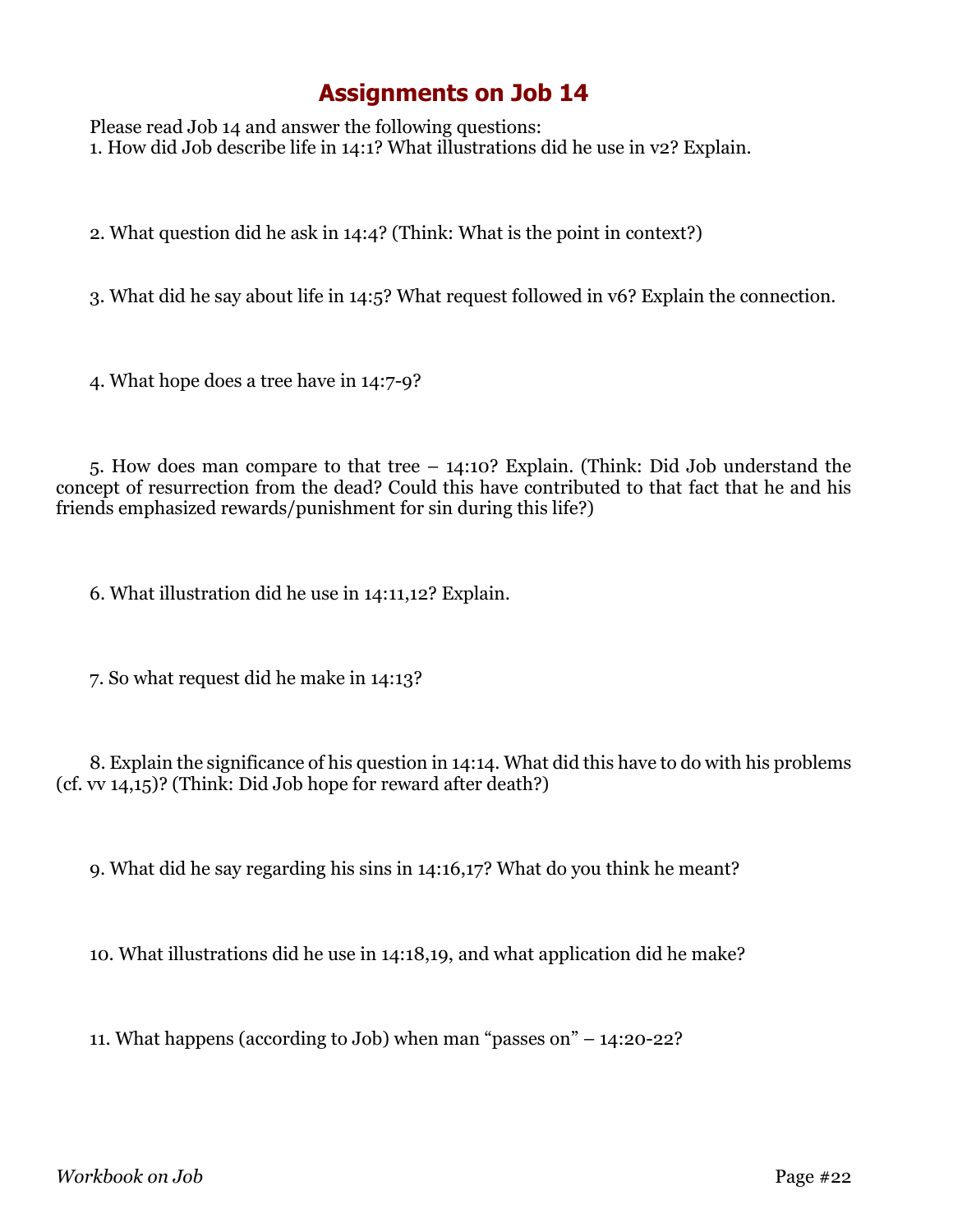# Assignments on Job 14

Please read Job 14 and answer the following questions:

1. How did Job describe life in 14:1? What illustrations did he use in v2? Explain.

2. What question did he ask in 14:4? (Think: What is the point in context?)

3. What did he say about life in 14:5? What request followed in v6? Explain the connection.

4. What hope does a tree have in 14:7-9?

5. How does man compare to that tree – 14:10? Explain. (Think: Did Job understand the concept of resurrection from the dead? Could this have contributed to that fact that he and his friends emphasized rewards/punishment for sin during this life?)

6. What illustration did he use in 14:11,12? Explain.

7. So what request did he make in 14:13?

8. Explain the significance of his question in 14:14. What did this have to do with his problems (cf. vv 14,15)? (Think: Did Job hope for reward after death?)

9. What did he say regarding his sins in 14:16,17? What do you think he meant?

10. What illustrations did he use in 14:18,19, and what application did he make?

11. What happens (according to Job) when man "passes on" – 14:20-22?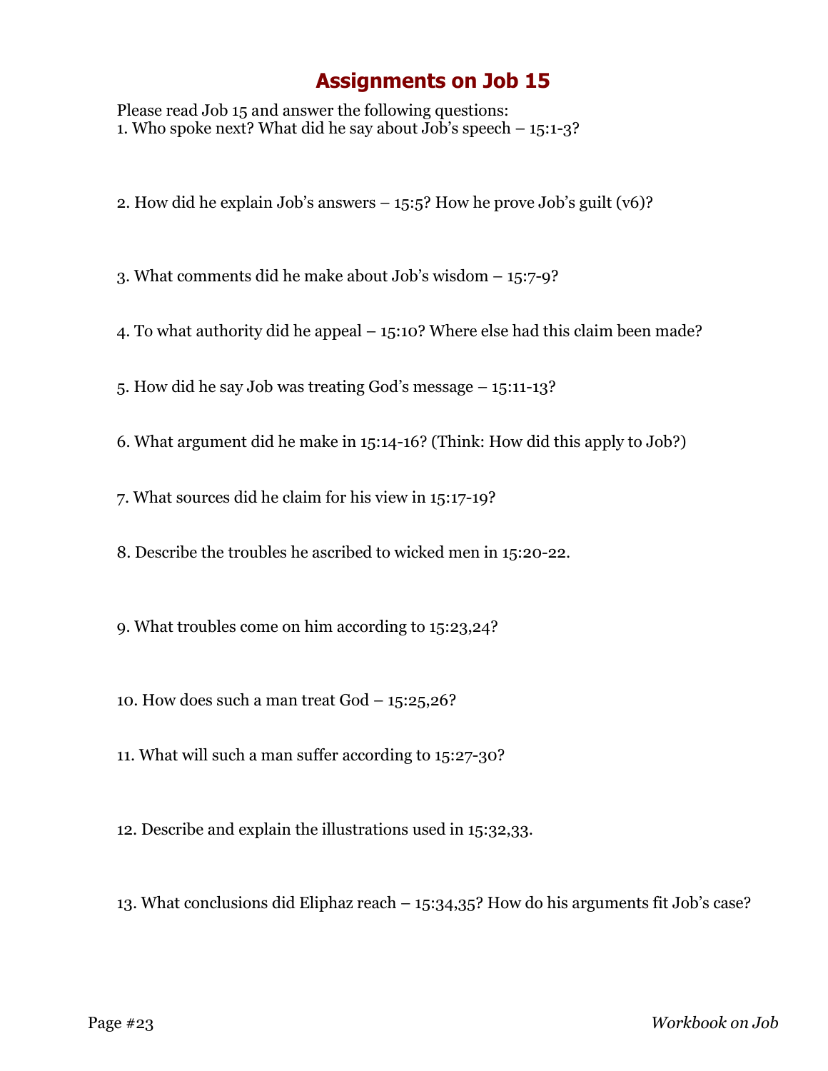# Assignments on Job 15

Please read Job 15 and answer the following questions:

1. Who spoke next? What did he say about Job's speech – 15:1-3?

2. How did he explain Job's answers – 15:5? How he prove Job's guilt (v6)?

3. What comments did he make about Job's wisdom – 15:7-9?

4. To what authority did he appeal – 15:10? Where else had this claim been made?

5. How did he say Job was treating God's message – 15:11-13?

6. What argument did he make in 15:14-16? (Think: How did this apply to Job?)

7. What sources did he claim for his view in 15:17-19?

8. Describe the troubles he ascribed to wicked men in 15:20-22.

9. What troubles come on him according to 15:23,24?

10. How does such a man treat God – 15:25,26?

11. What will such a man suffer according to 15:27-30?

12. Describe and explain the illustrations used in 15:32,33.

13. What conclusions did Eliphaz reach – 15:34,35? How do his arguments fit Job's case?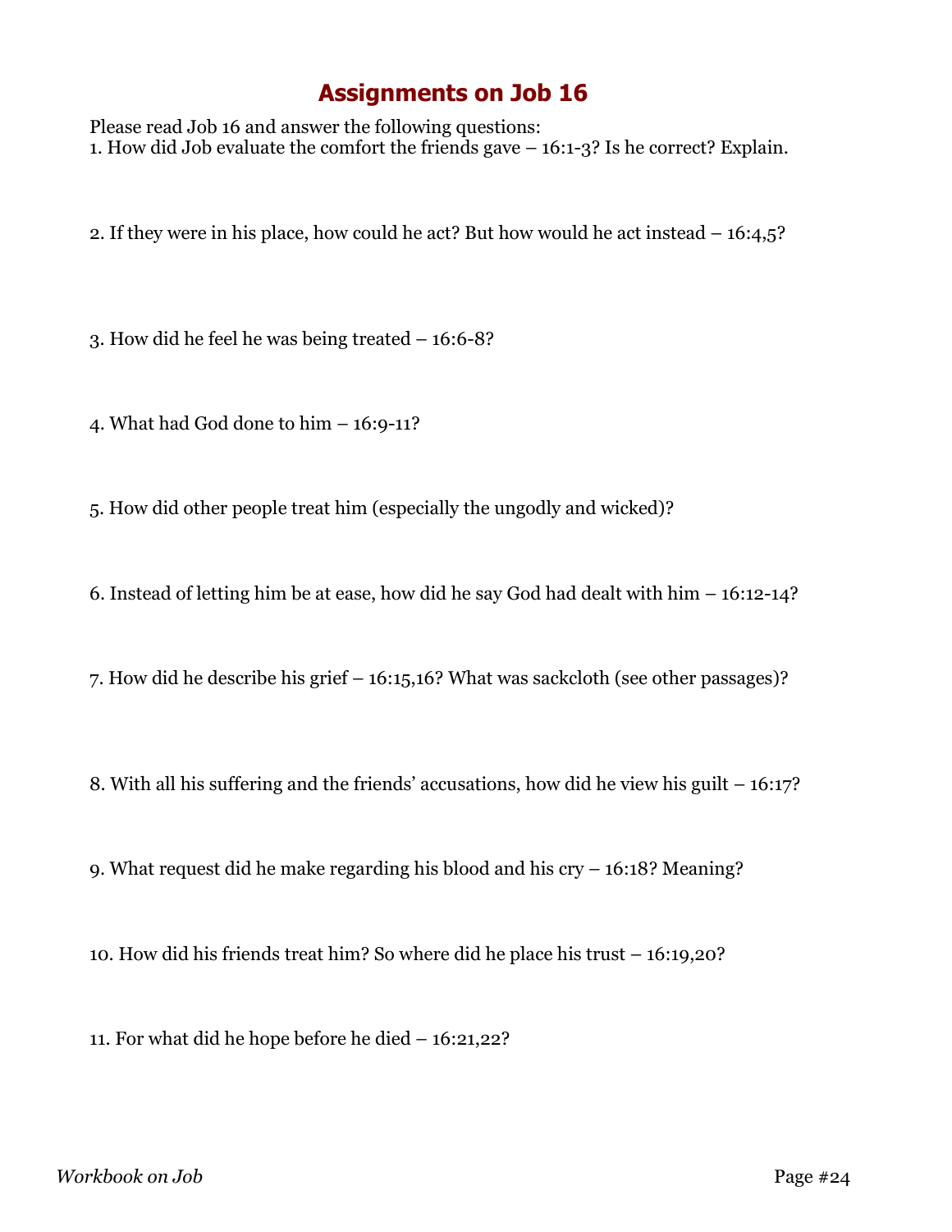# Assignments on Job 16

Please read Job 16 and answer the following questions:

1. How did Job evaluate the comfort the friends gave – 16:1-3? Is he correct? Explain.

2. If they were in his place, how could he act? But how would he act instead – 16:4,5?

3. How did he feel he was being treated – 16:6-8?

4. What had God done to him – 16:9-11?

5. How did other people treat him (especially the ungodly and wicked)?

6. Instead of letting him be at ease, how did he say God had dealt with him – 16:12-14?

7. How did he describe his grief – 16:15,16? What was sackcloth (see other passages)?

8. With all his suffering and the friends' accusations, how did he view his guilt – 16:17?

9. What request did he make regarding his blood and his cry – 16:18? Meaning?

10. How did his friends treat him? So where did he place his trust – 16:19,20?

11. For what did he hope before he died – 16:21,22?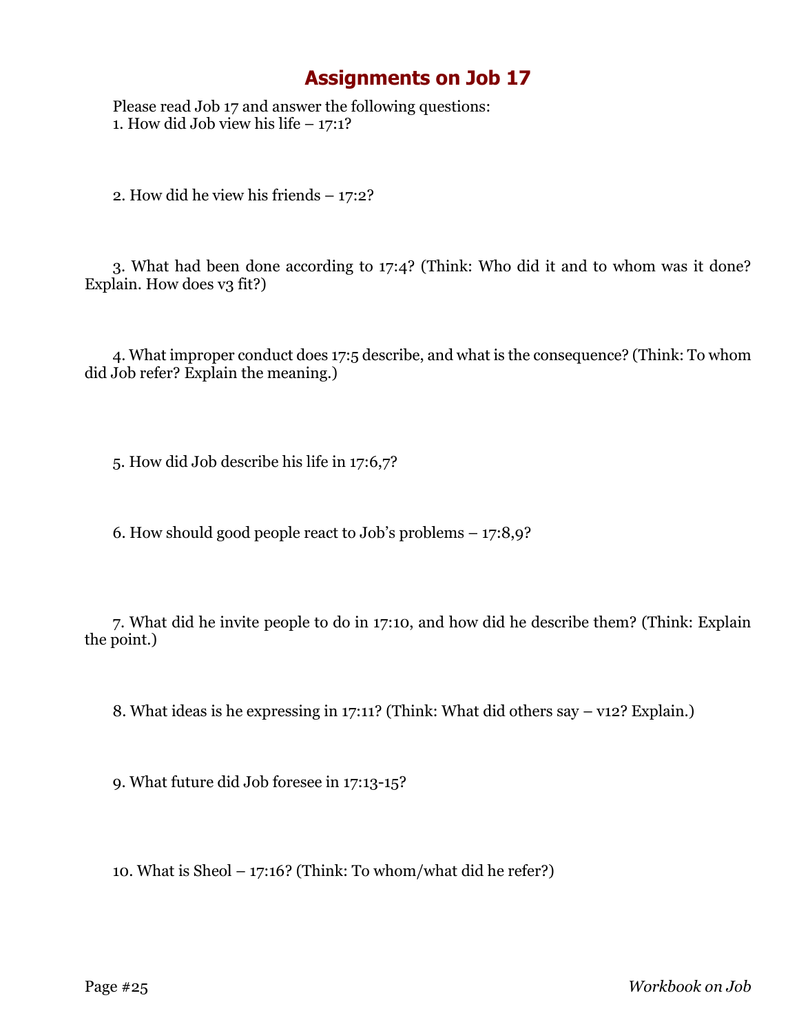# Assignments on Job 17

Please read Job 17 and answer the following questions:

1. How did Job view his life – 17:1?

2. How did he view his friends – 17:2?

3. What had been done according to 17:4? (Think: Who did it and to whom was it done? Explain. How does v3 fit?)

4. What improper conduct does 17:5 describe, and what is the consequence? (Think: To whom did Job refer? Explain the meaning.)

5. How did Job describe his life in 17:6,7?

6. How should good people react to Job's problems – 17:8,9?

7. What did he invite people to do in 17:10, and how did he describe them? (Think: Explain the point.)

8. What ideas is he expressing in 17:11? (Think: What did others say – v12? Explain.)

9. What future did Job foresee in 17:13-15?

10. What is Sheol – 17:16? (Think: To whom/what did he refer?)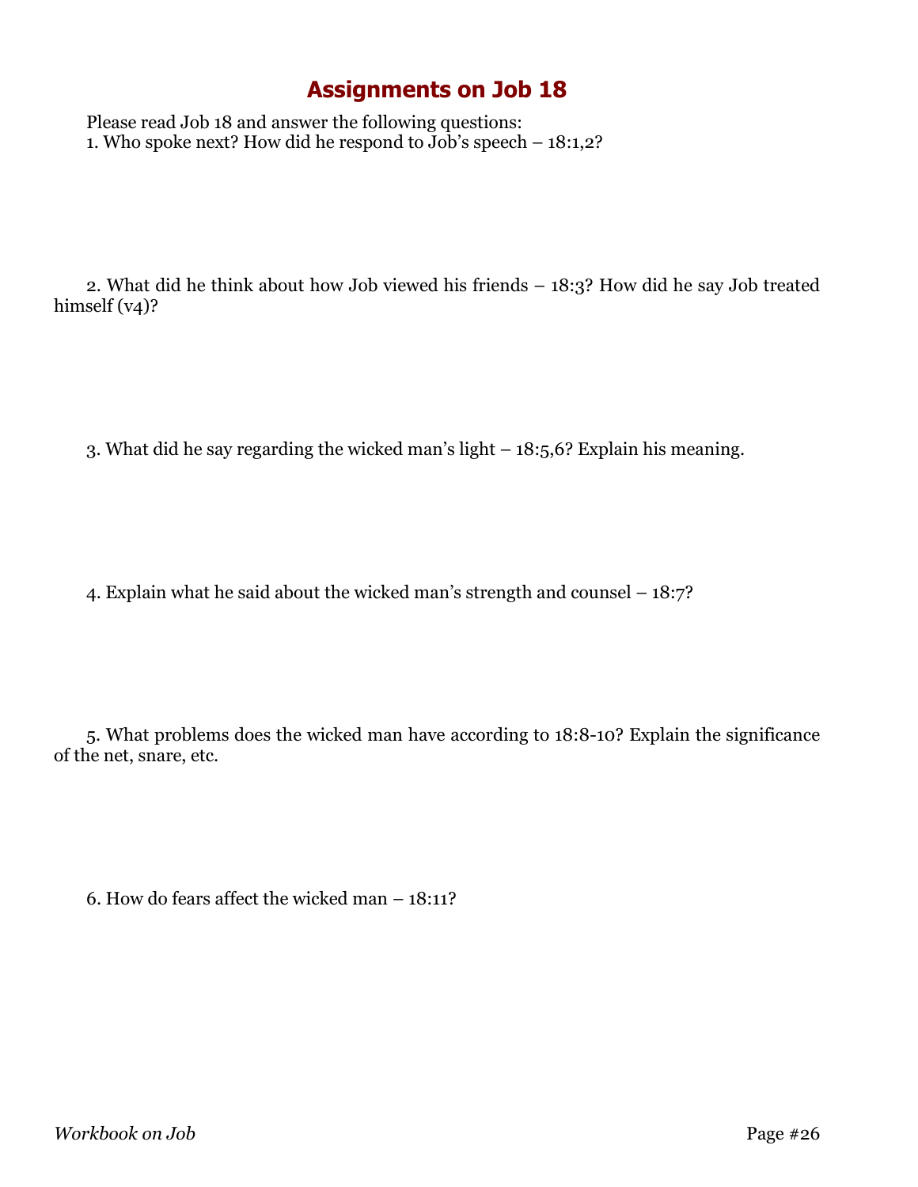# Assignments on Job 18

Please read Job 18 and answer the following questions:

1. Who spoke next? How did he respond to Job's speech – 18:1,2?

2. What did he think about how Job viewed his friends – 18:3? How did he say Job treated himself (v4)?

3. What did he say regarding the wicked man's light – 18:5,6? Explain his meaning.

4. Explain what he said about the wicked man's strength and counsel – 18:7?

5. What problems does the wicked man have according to 18:8-10? Explain the significance of the net, snare, etc.

6. How do fears affect the wicked man – 18:11?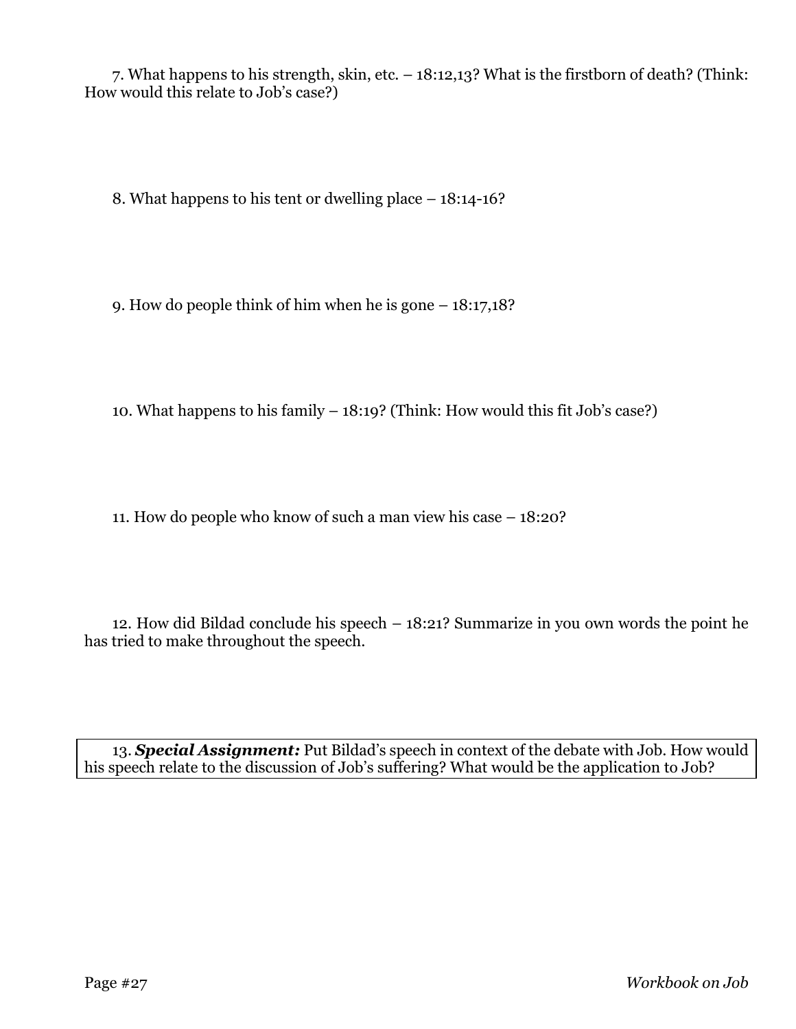7. What happens to his strength, skin, etc. – 18:12,13? What is the firstborn of death? (Think: How would this relate to Job's case?)

8. What happens to his tent or dwelling place – 18:14-16?

9. How do people think of him when he is gone – 18:17,18?

10. What happens to his family – 18:19? (Think: How would this fit Job's case?)

11. How do people who know of such a man view his case – 18:20?

12. How did Bildad conclude his speech – 18:21? Summarize in you own words the point he has tried to make throughout the speech.

13. ***Special Assignment:*** Put Bildad's speech in context of the debate with Job. How would his speech relate to the discussion of Job's suffering? What would be the application to Job?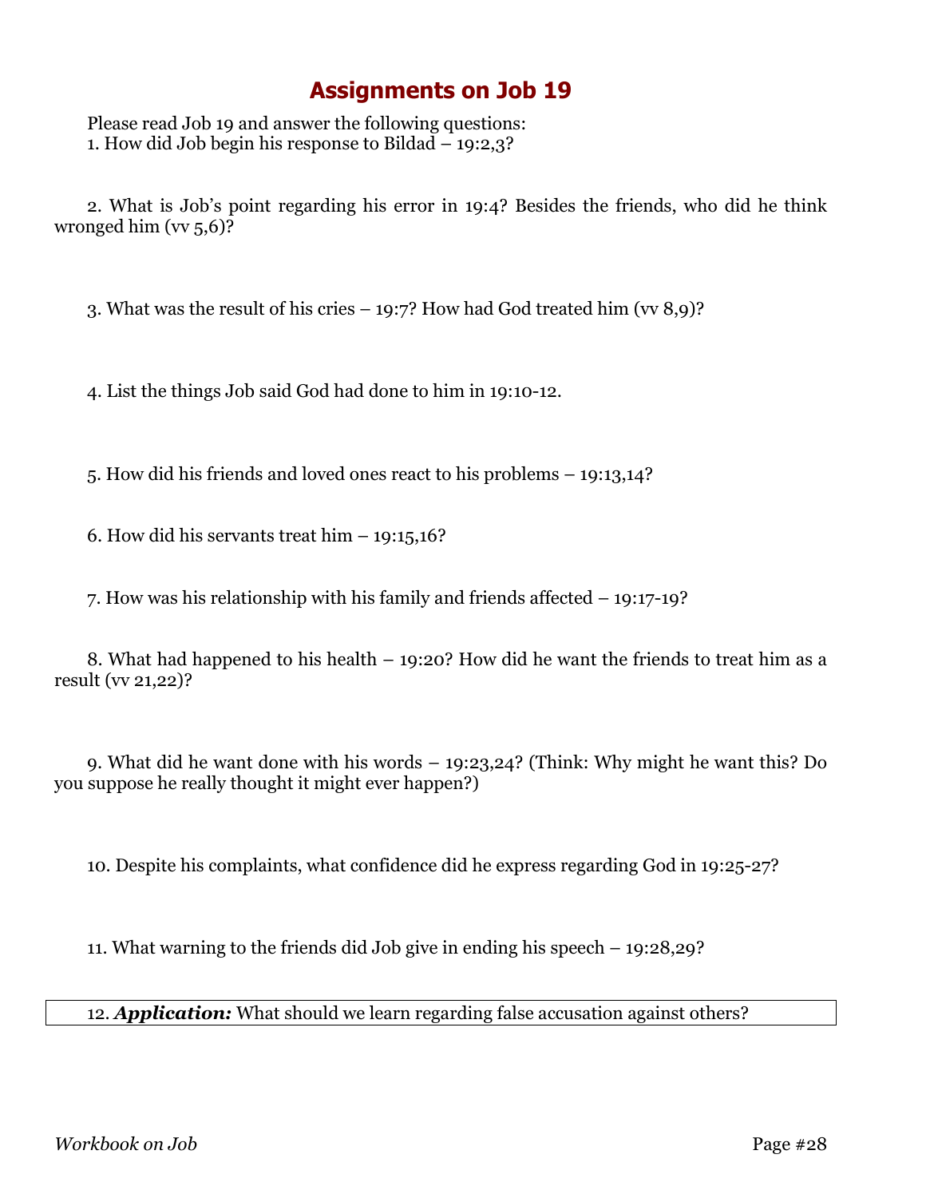# Assignments on Job 19

Please read Job 19 and answer the following questions:

1. How did Job begin his response to Bildad – 19:2,3?

2. What is Job's point regarding his error in 19:4? Besides the friends, who did he think wronged him (vv 5,6)?

3. What was the result of his cries – 19:7? How had God treated him (vv 8,9)?

4. List the things Job said God had done to him in 19:10-12.

5. How did his friends and loved ones react to his problems – 19:13,14?

6. How did his servants treat him – 19:15,16?

7. How was his relationship with his family and friends affected – 19:17-19?

8. What had happened to his health – 19:20? How did he want the friends to treat him as a result (vv 21,22)?

9. What did he want done with his words – 19:23,24? (Think: Why might he want this? Do you suppose he really thought it might ever happen?)

10. Despite his complaints, what confidence did he express regarding God in 19:25-27?

11. What warning to the friends did Job give in ending his speech – 19:28,29?

12. ***Application:*** What should we learn regarding false accusation against others?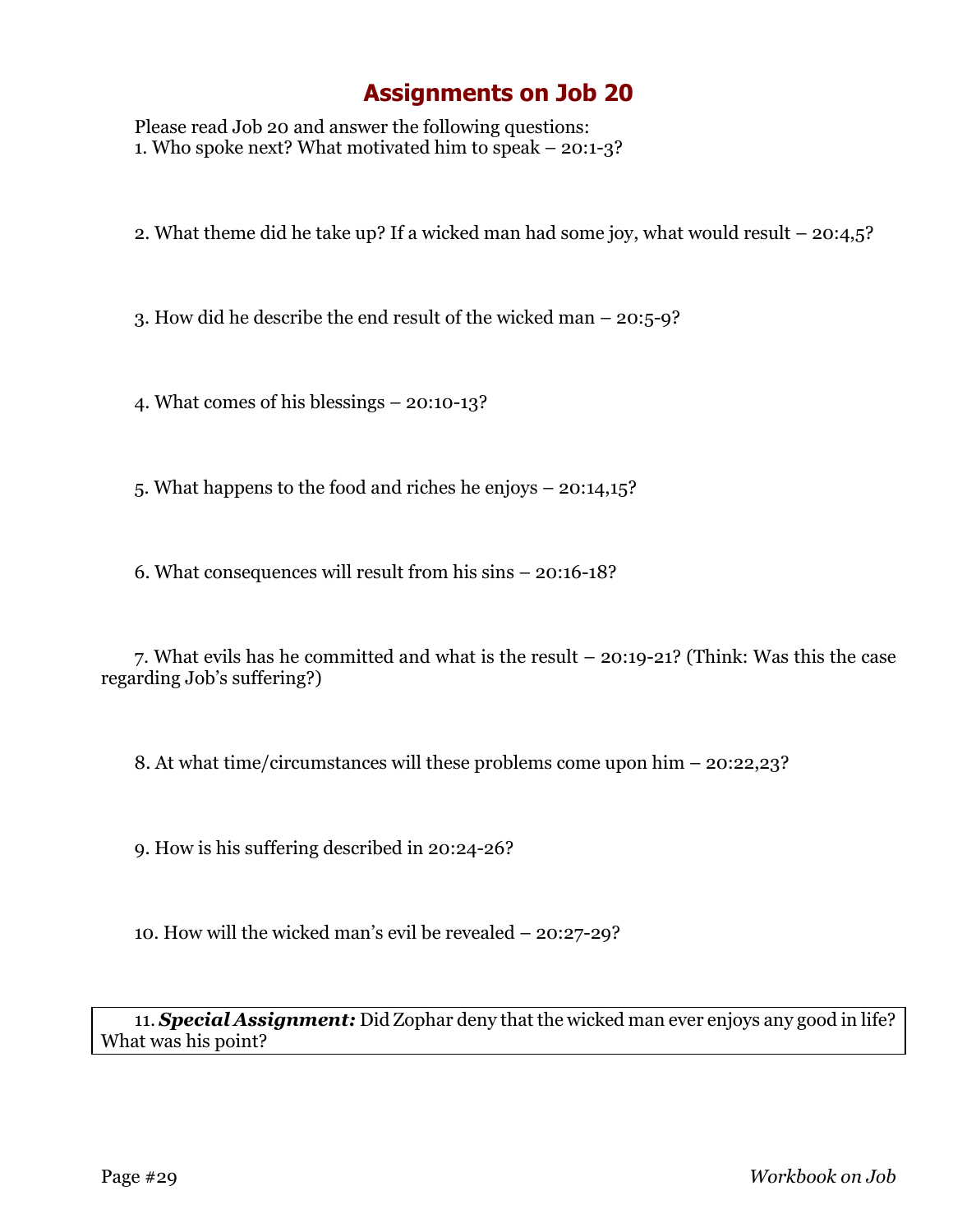# Assignments on Job 20

Please read Job 20 and answer the following questions:

1. Who spoke next? What motivated him to speak – 20:1-3?

2. What theme did he take up? If a wicked man had some joy, what would result – 20:4,5?

3. How did he describe the end result of the wicked man – 20:5-9?

4. What comes of his blessings – 20:10-13?

5. What happens to the food and riches he enjoys – 20:14,15?

6. What consequences will result from his sins – 20:16-18?

7. What evils has he committed and what is the result – 20:19-21? (Think: Was this the case regarding Job's suffering?)

8. At what time/circumstances will these problems come upon him – 20:22,23?

9. How is his suffering described in 20:24-26?

10. How will the wicked man's evil be revealed – 20:27-29?

11. ***Special Assignment:*** Did Zophar deny that the wicked man ever enjoys any good in life? What was his point?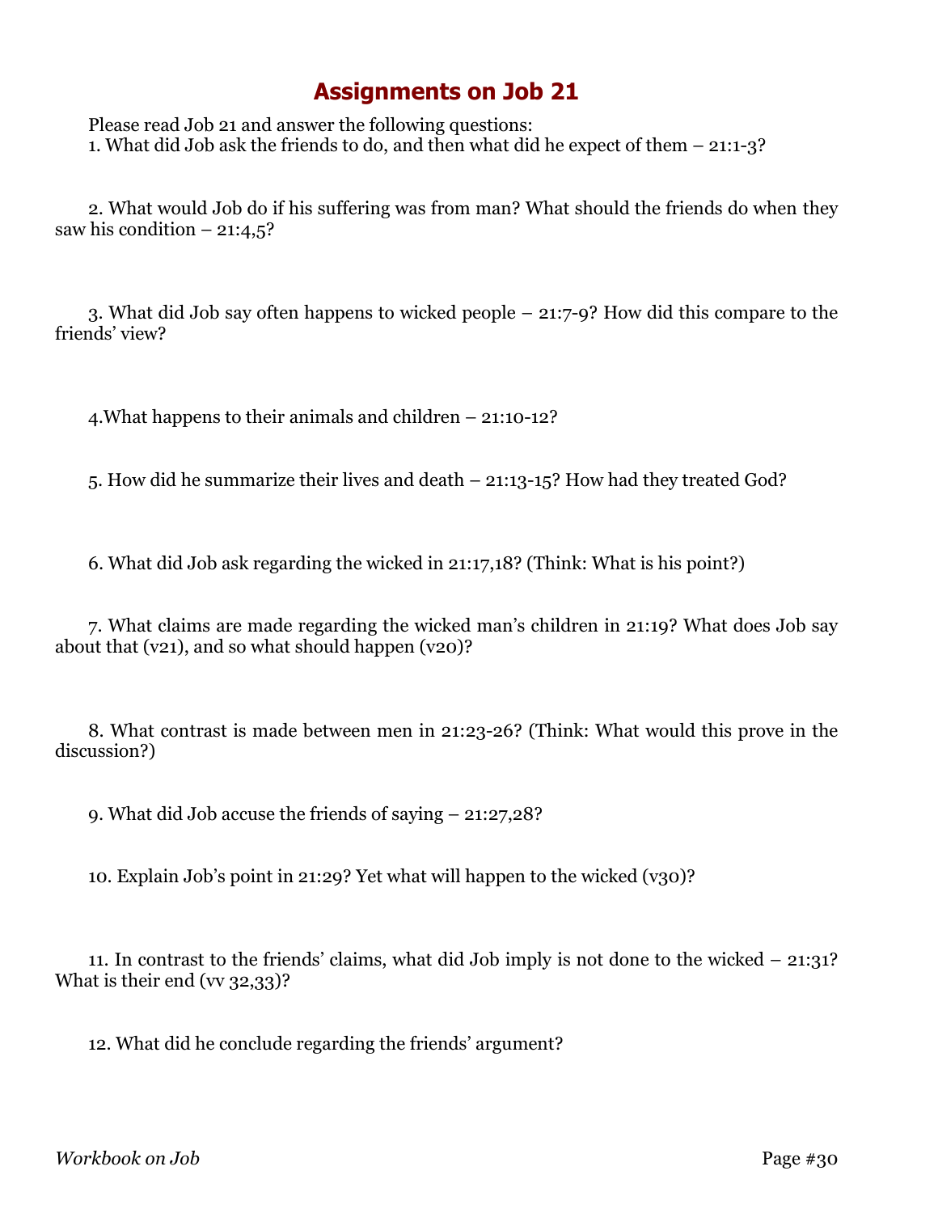# Assignments on Job 21

Please read Job 21 and answer the following questions:

1. What did Job ask the friends to do, and then what did he expect of them – 21:1-3?

2. What would Job do if his suffering was from man? What should the friends do when they saw his condition – 21:4,5?

3. What did Job say often happens to wicked people – 21:7-9? How did this compare to the friends' view?

4. What happens to their animals and children – 21:10-12?

5. How did he summarize their lives and death – 21:13-15? How had they treated God?

6. What did Job ask regarding the wicked in 21:17,18? (Think: What is his point?)

7. What claims are made regarding the wicked man's children in 21:19? What does Job say about that (v21), and so what should happen (v20)?

8. What contrast is made between men in 21:23-26? (Think: What would this prove in the discussion?)

9. What did Job accuse the friends of saying – 21:27,28?

10. Explain Job's point in 21:29? Yet what will happen to the wicked (v30)?

11. In contrast to the friends' claims, what did Job imply is not done to the wicked – 21:31? What is their end (vv 32,33)?

12. What did he conclude regarding the friends' argument?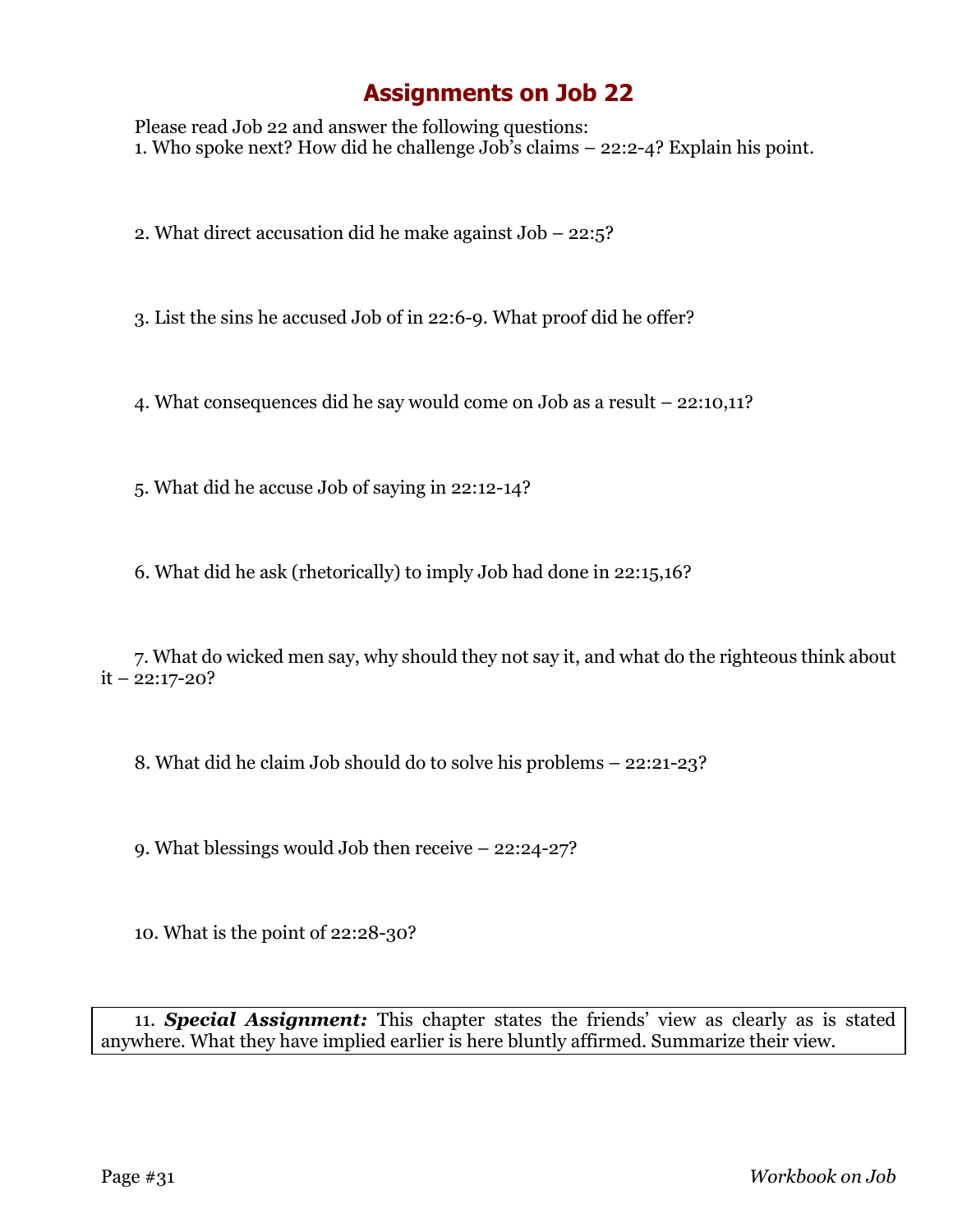# Assignments on Job 22

Please read Job 22 and answer the following questions:

1. Who spoke next? How did he challenge Job's claims – 22:2-4? Explain his point.

2. What direct accusation did he make against Job – 22:5?

3. List the sins he accused Job of in 22:6-9. What proof did he offer?

4. What consequences did he say would come on Job as a result – 22:10,11?

5. What did he accuse Job of saying in 22:12-14?

6. What did he ask (rhetorically) to imply Job had done in 22:15,16?

7. What do wicked men say, why should they not say it, and what do the righteous think about it – 22:17-20?

8. What did he claim Job should do to solve his problems – 22:21-23?

9. What blessings would Job then receive – 22:24-27?

10. What is the point of 22:28-30?

11. ***Special Assignment:*** This chapter states the friends' view as clearly as is stated anywhere. What they have implied earlier is here bluntly affirmed. Summarize their view.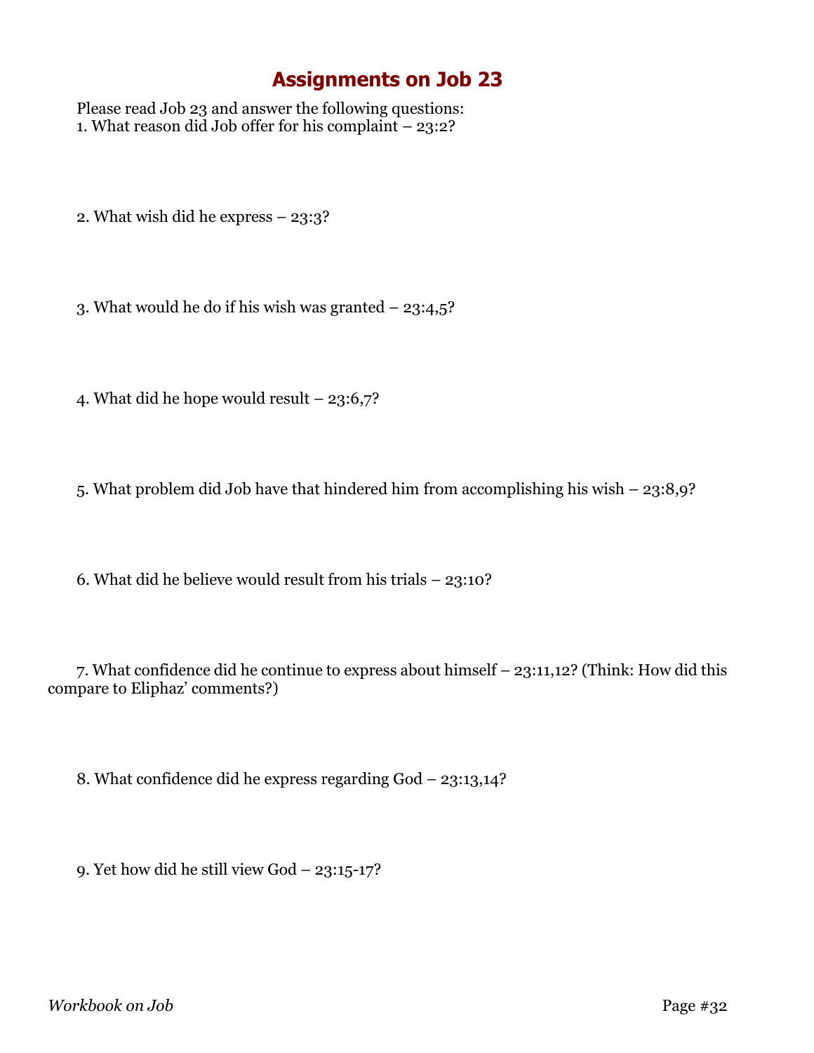# Assignments on Job 23

Please read Job 23 and answer the following questions:

1. What reason did Job offer for his complaint – 23:2?

2. What wish did he express – 23:3?

3. What would he do if his wish was granted – 23:4,5?

4. What did he hope would result – 23:6,7?

5. What problem did Job have that hindered him from accomplishing his wish – 23:8,9?

6. What did he believe would result from his trials – 23:10?

7. What confidence did he continue to express about himself – 23:11,12? (Think: How did this compare to Eliphaz' comments?)

8. What confidence did he express regarding God – 23:13,14?

9. Yet how did he still view God – 23:15-17?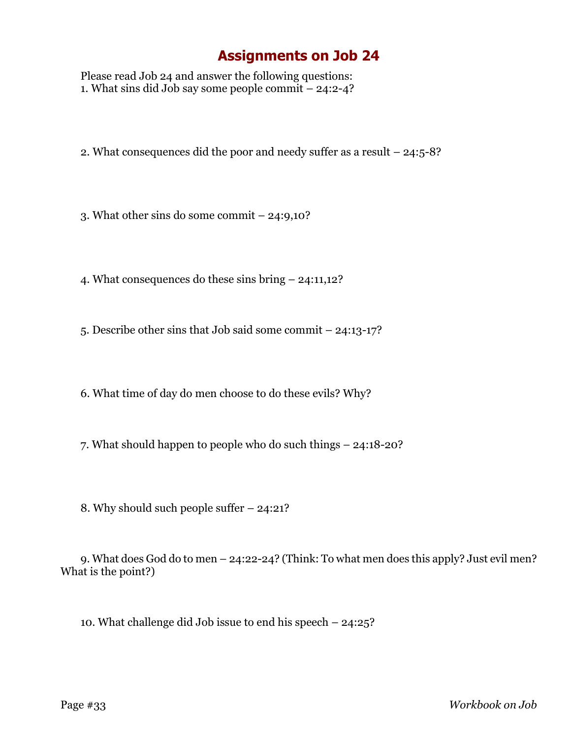# Assignments on Job 24

Please read Job 24 and answer the following questions:

1. What sins did Job say some people commit – 24:2-4?

2. What consequences did the poor and needy suffer as a result – 24:5-8?

3. What other sins do some commit – 24:9,10?

4. What consequences do these sins bring – 24:11,12?

5. Describe other sins that Job said some commit – 24:13-17?

6. What time of day do men choose to do these evils? Why?

7. What should happen to people who do such things – 24:18-20?

8. Why should such people suffer – 24:21?

9. What does God do to men – 24:22-24? (Think: To what men does this apply? Just evil men? What is the point?)

10. What challenge did Job issue to end his speech – 24:25?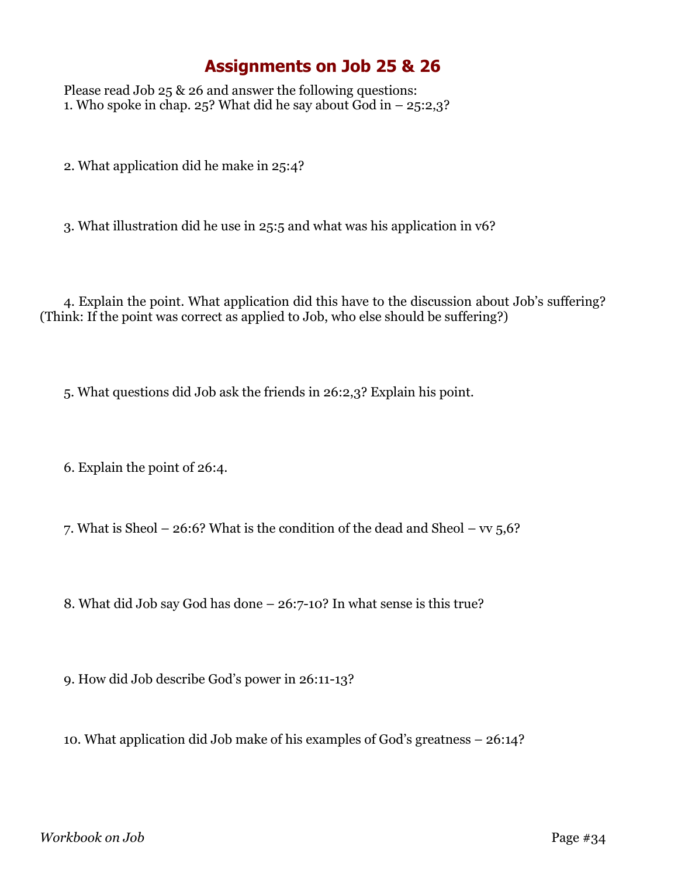# Assignments on Job 25 & 26

Please read Job 25 & 26 and answer the following questions:

1. Who spoke in chap. 25? What did he say about God in – 25:2,3?

2. What application did he make in 25:4?

3. What illustration did he use in 25:5 and what was his application in v6?

4. Explain the point. What application did this have to the discussion about Job's suffering? (Think: If the point was correct as applied to Job, who else should be suffering?)

5. What questions did Job ask the friends in 26:2,3? Explain his point.

6. Explain the point of 26:4.

7. What is Sheol – 26:6? What is the condition of the dead and Sheol – vv 5,6?

8. What did Job say God has done – 26:7-10? In what sense is this true?

9. How did Job describe God's power in 26:11-13?

10. What application did Job make of his examples of God's greatness – 26:14?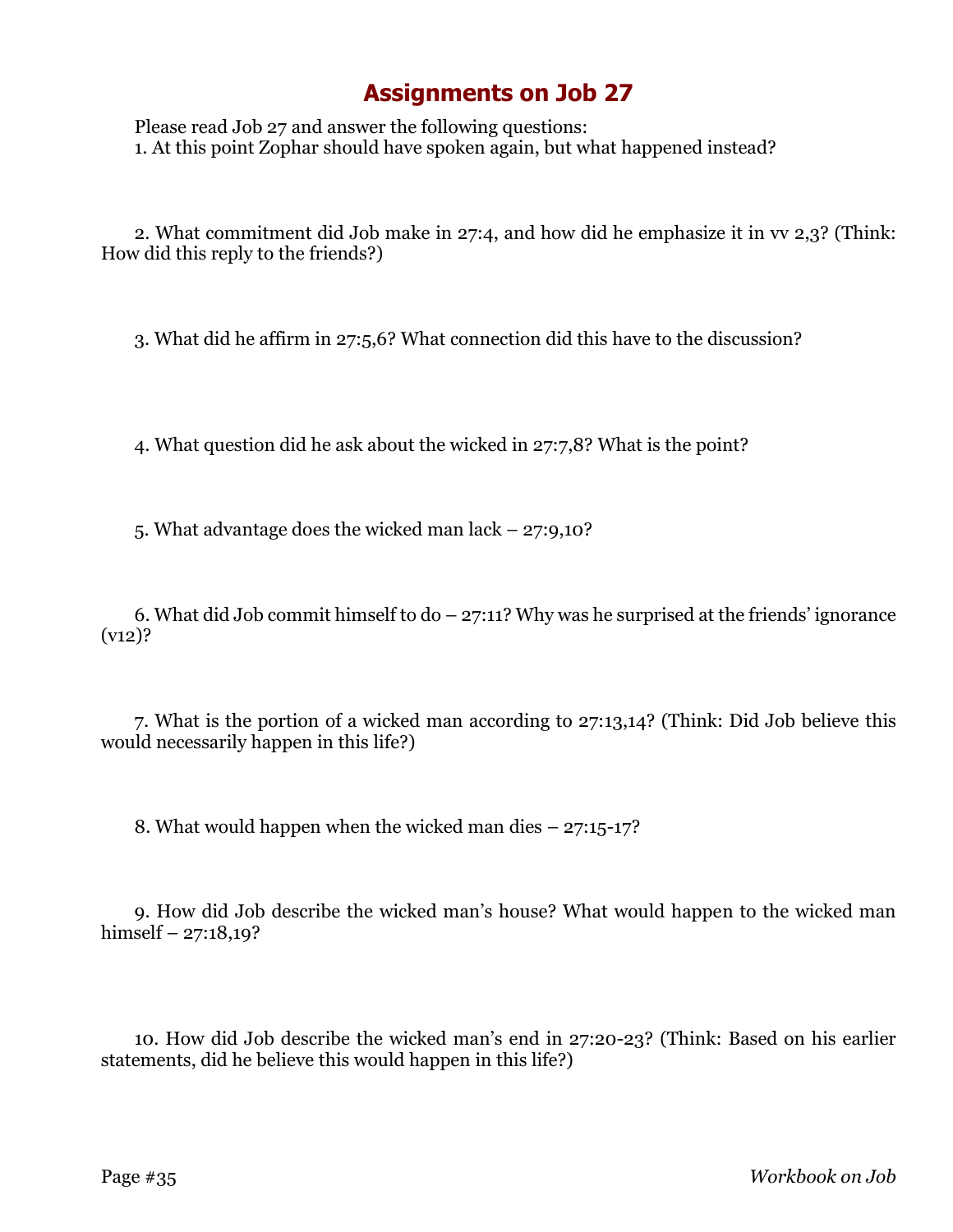# Assignments on Job 27

Please read Job 27 and answer the following questions:

1. At this point Zophar should have spoken again, but what happened instead?

2. What commitment did Job make in 27:4, and how did he emphasize it in vv 2,3? (Think: How did this reply to the friends?)

3. What did he affirm in 27:5,6? What connection did this have to the discussion?

4. What question did he ask about the wicked in 27:7,8? What is the point?

5. What advantage does the wicked man lack – 27:9,10?

6. What did Job commit himself to do – 27:11? Why was he surprised at the friends' ignorance (v12)?

7. What is the portion of a wicked man according to 27:13,14? (Think: Did Job believe this would necessarily happen in this life?)

8. What would happen when the wicked man dies – 27:15-17?

9. How did Job describe the wicked man's house? What would happen to the wicked man himself – 27:18,19?

10. How did Job describe the wicked man's end in 27:20-23? (Think: Based on his earlier statements, did he believe this would happen in this life?)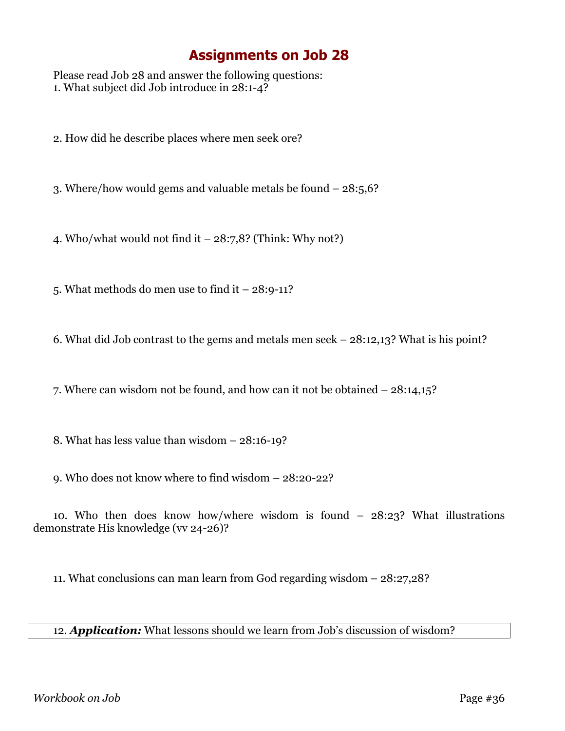# Assignments on Job 28

Please read Job 28 and answer the following questions:

1. What subject did Job introduce in 28:1-4?

2. How did he describe places where men seek ore?

3. Where/how would gems and valuable metals be found – 28:5,6?

4. Who/what would not find it – 28:7,8? (Think: Why not?)

5. What methods do men use to find it – 28:9-11?

6. What did Job contrast to the gems and metals men seek – 28:12,13? What is his point?

7. Where can wisdom not be found, and how can it not be obtained – 28:14,15?

8. What has less value than wisdom – 28:16-19?

9. Who does not know where to find wisdom – 28:20-22?

10. Who then does know how/where wisdom is found – 28:23? What illustrations demonstrate His knowledge (vv 24-26)?

11. What conclusions can man learn from God regarding wisdom – 28:27,28?

12. ***Application:*** What lessons should we learn from Job's discussion of wisdom?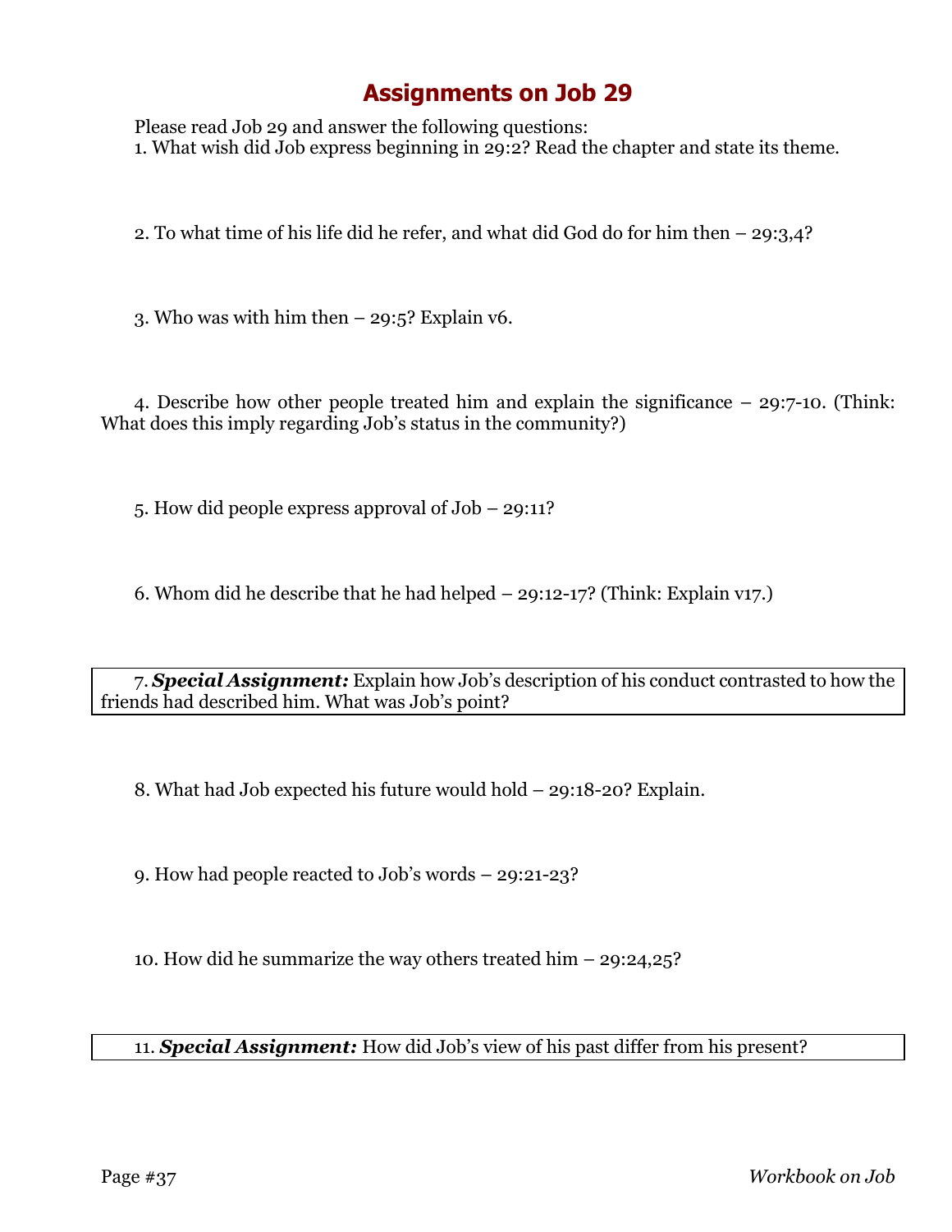# Assignments on Job 29

Please read Job 29 and answer the following questions:

1. What wish did Job express beginning in 29:2? Read the chapter and state its theme.

2. To what time of his life did he refer, and what did God do for him then – 29:3,4?

3. Who was with him then – 29:5? Explain v6.

4. Describe how other people treated him and explain the significance – 29:7-10. (Think: What does this imply regarding Job's status in the community?)

5. How did people express approval of Job – 29:11?

6. Whom did he describe that he had helped – 29:12-17? (Think: Explain v17.)

7. ***Special Assignment:*** Explain how Job's description of his conduct contrasted to how the friends had described him. What was Job's point?

8. What had Job expected his future would hold – 29:18-20? Explain.

9. How had people reacted to Job's words – 29:21-23?

10. How did he summarize the way others treated him – 29:24,25?

11. ***Special Assignment:*** How did Job's view of his past differ from his present?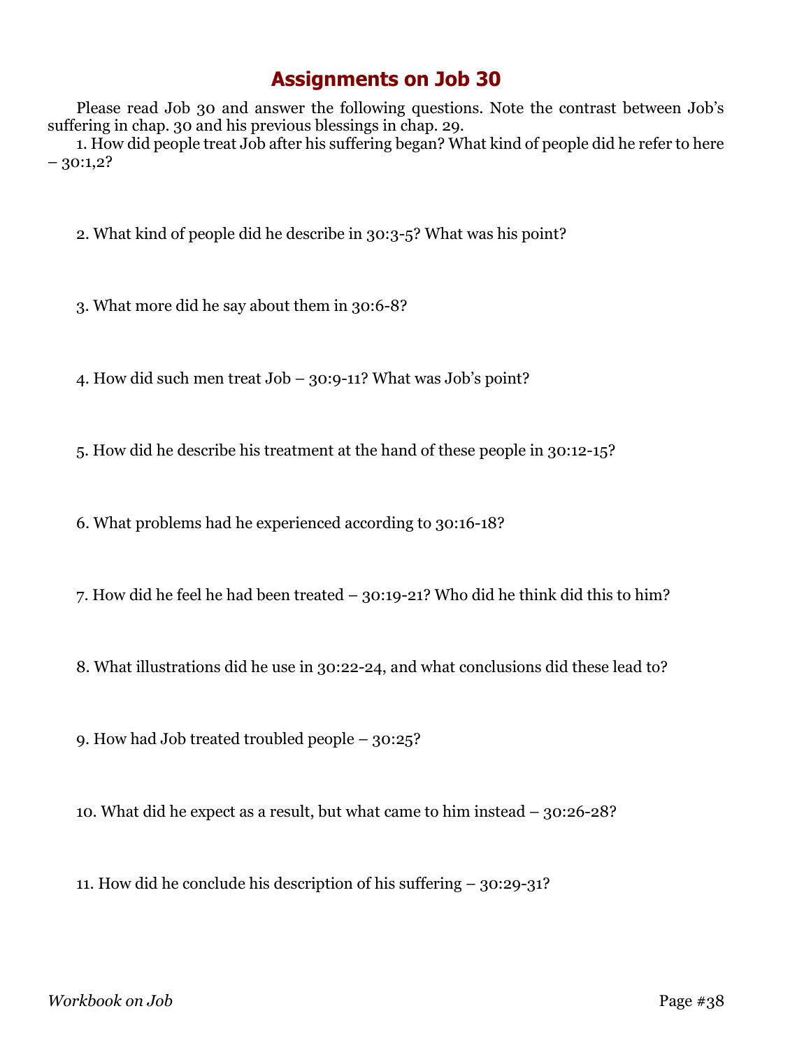# Assignments on Job 30

Please read Job 30 and answer the following questions. Note the contrast between Job's suffering in chap. 30 and his previous blessings in chap. 29.

1. How did people treat Job after his suffering began? What kind of people did he refer to here – 30:1,2?

2. What kind of people did he describe in 30:3-5? What was his point?

3. What more did he say about them in 30:6-8?

4. How did such men treat Job – 30:9-11? What was Job's point?

5. How did he describe his treatment at the hand of these people in 30:12-15?

6. What problems had he experienced according to 30:16-18?

7. How did he feel he had been treated – 30:19-21? Who did he think did this to him?

8. What illustrations did he use in 30:22-24, and what conclusions did these lead to?

9. How had Job treated troubled people – 30:25?

10. What did he expect as a result, but what came to him instead – 30:26-28?

11. How did he conclude his description of his suffering – 30:29-31?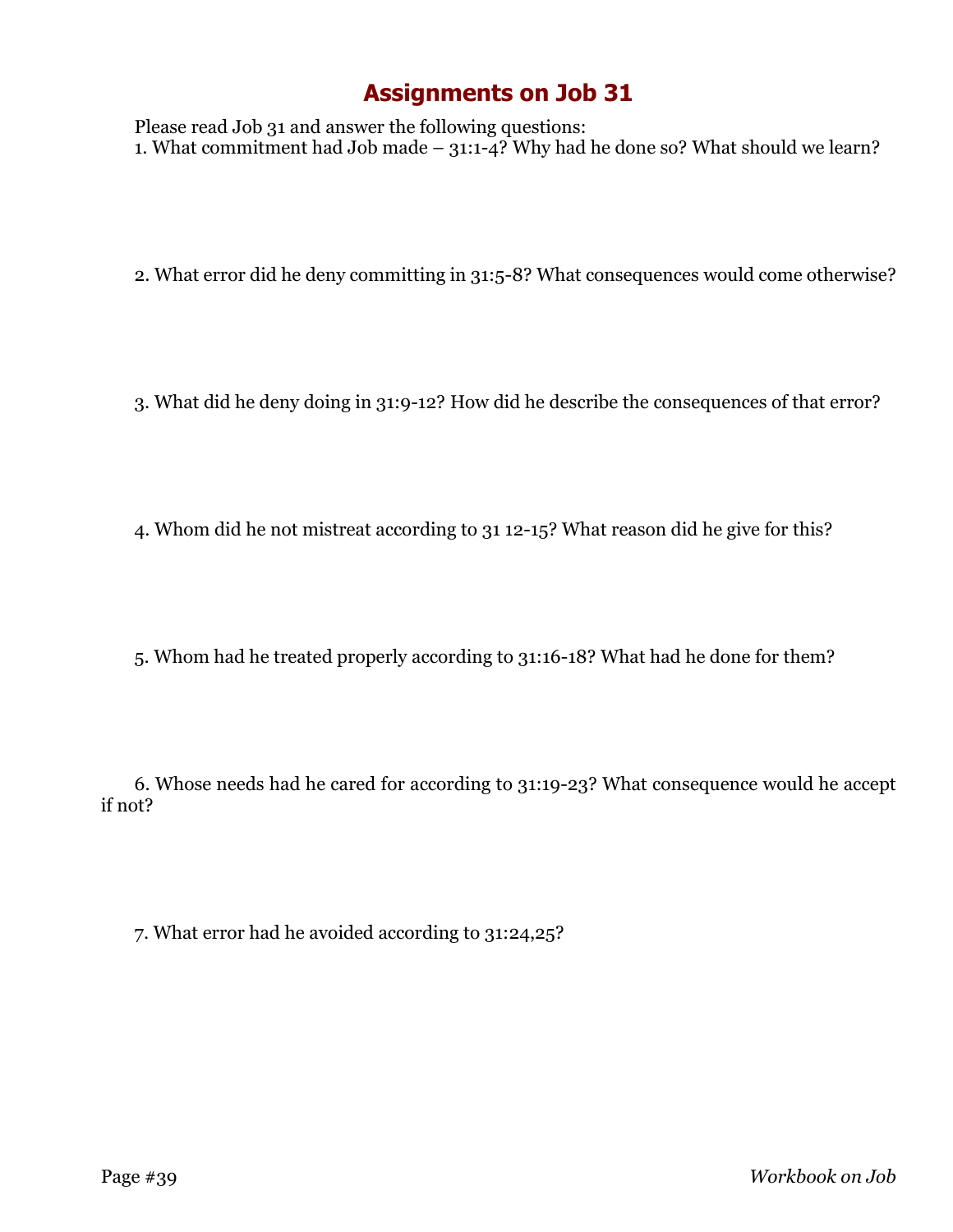# Assignments on Job 31

Please read Job 31 and answer the following questions:

1. What commitment had Job made – 31:1-4? Why had he done so? What should we learn?

2. What error did he deny committing in 31:5-8? What consequences would come otherwise?

3. What did he deny doing in 31:9-12? How did he describe the consequences of that error?

4. Whom did he not mistreat according to 31 12-15? What reason did he give for this?

5. Whom had he treated properly according to 31:16-18? What had he done for them?

6. Whose needs had he cared for according to 31:19-23? What consequence would he accept if not?

7. What error had he avoided according to 31:24,25?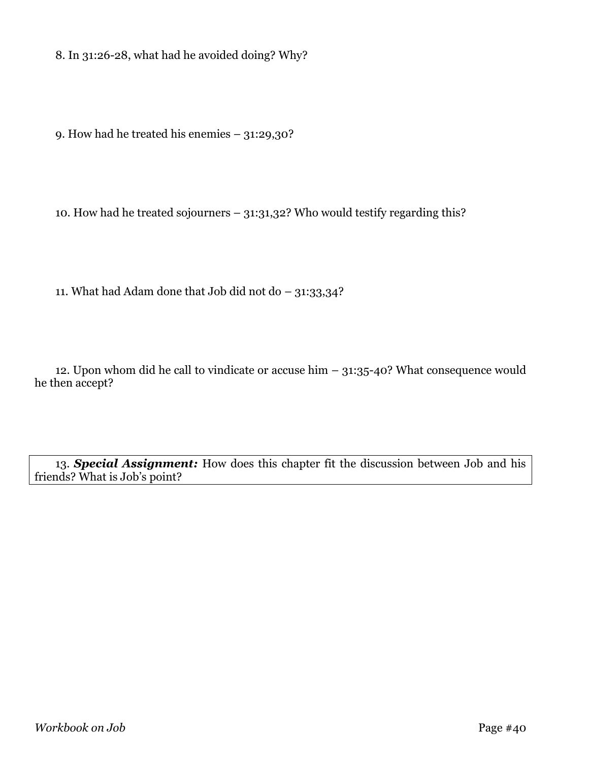8. In 31:26-28, what had he avoided doing? Why?

9. How had he treated his enemies – 31:29,30?

10. How had he treated sojourners – 31:31,32? Who would testify regarding this?

11. What had Adam done that Job did not do – 31:33,34?

12. Upon whom did he call to vindicate or accuse him – 31:35-40? What consequence would he then accept?

13. ***Special Assignment:*** How does this chapter fit the discussion between Job and his friends? What is Job's point?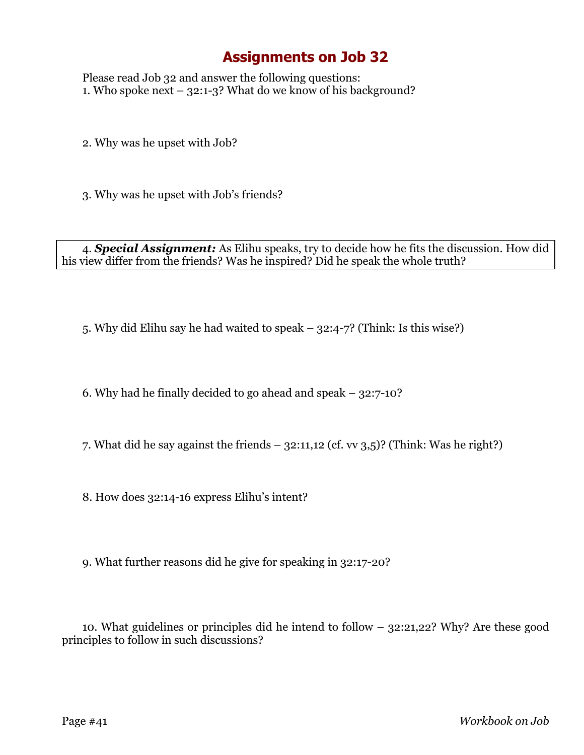# Assignments on Job 32

Please read Job 32 and answer the following questions:

1. Who spoke next – 32:1-3? What do we know of his background?

2. Why was he upset with Job?

3. Why was he upset with Job's friends?

4. ***Special Assignment:*** As Elihu speaks, try to decide how he fits the discussion. How did his view differ from the friends? Was he inspired? Did he speak the whole truth?

5. Why did Elihu say he had waited to speak – 32:4-7? (Think: Is this wise?)

6. Why had he finally decided to go ahead and speak – 32:7-10?

7. What did he say against the friends – 32:11,12 (cf. vv 3,5)? (Think: Was he right?)

8. How does 32:14-16 express Elihu's intent?

9. What further reasons did he give for speaking in 32:17-20?

10. What guidelines or principles did he intend to follow – 32:21,22? Why? Are these good principles to follow in such discussions?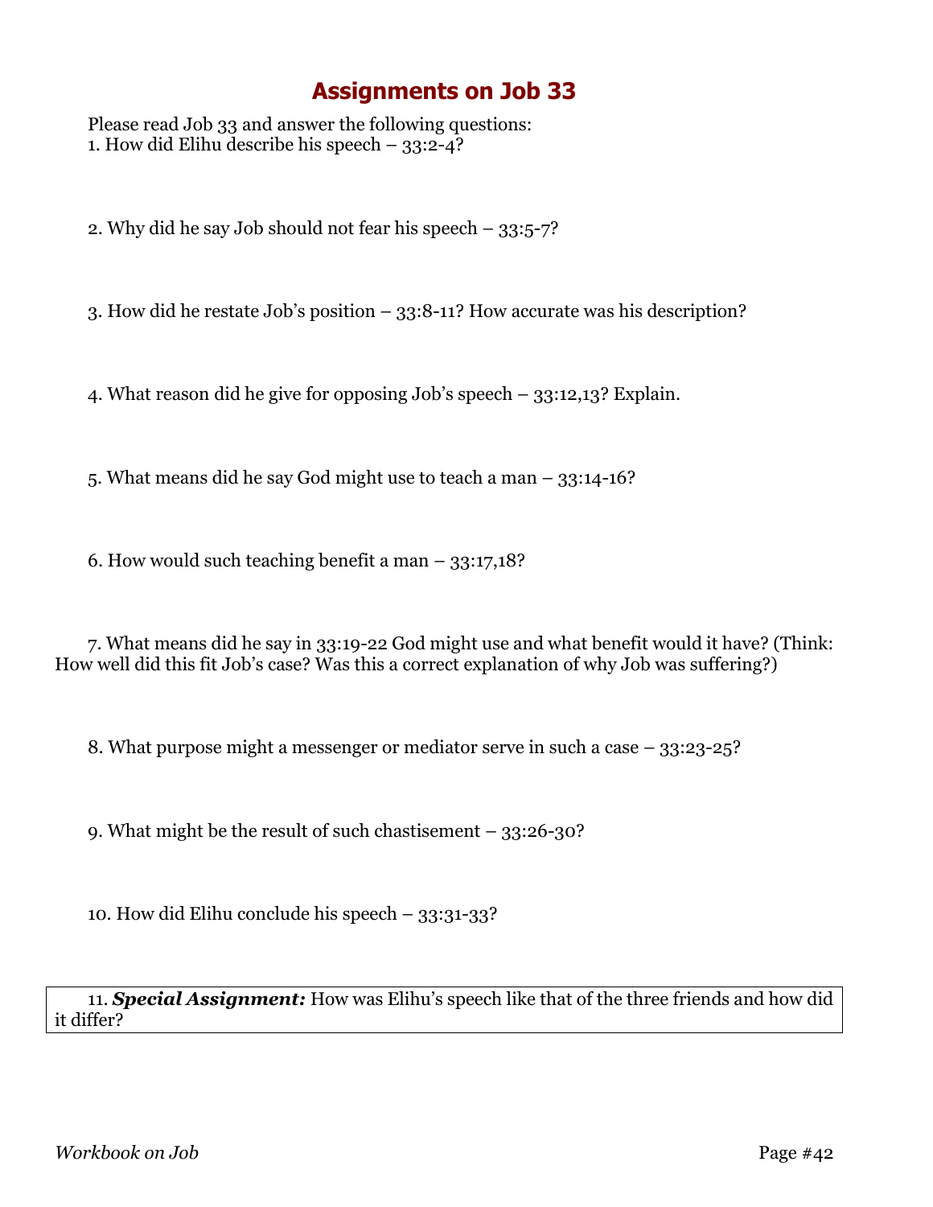# Assignments on Job 33

Please read Job 33 and answer the following questions:

1. How did Elihu describe his speech – 33:2-4?

2. Why did he say Job should not fear his speech – 33:5-7?

3. How did he restate Job's position – 33:8-11? How accurate was his description?

4. What reason did he give for opposing Job's speech – 33:12,13? Explain.

5. What means did he say God might use to teach a man – 33:14-16?

6. How would such teaching benefit a man – 33:17,18?

7. What means did he say in 33:19-22 God might use and what benefit would it have? (Think: How well did this fit Job's case? Was this a correct explanation of why Job was suffering?)

8. What purpose might a messenger or mediator serve in such a case – 33:23-25?

9. What might be the result of such chastisement – 33:26-30?

10. How did Elihu conclude his speech – 33:31-33?

11. ***Special Assignment:*** How was Elihu's speech like that of the three friends and how did it differ?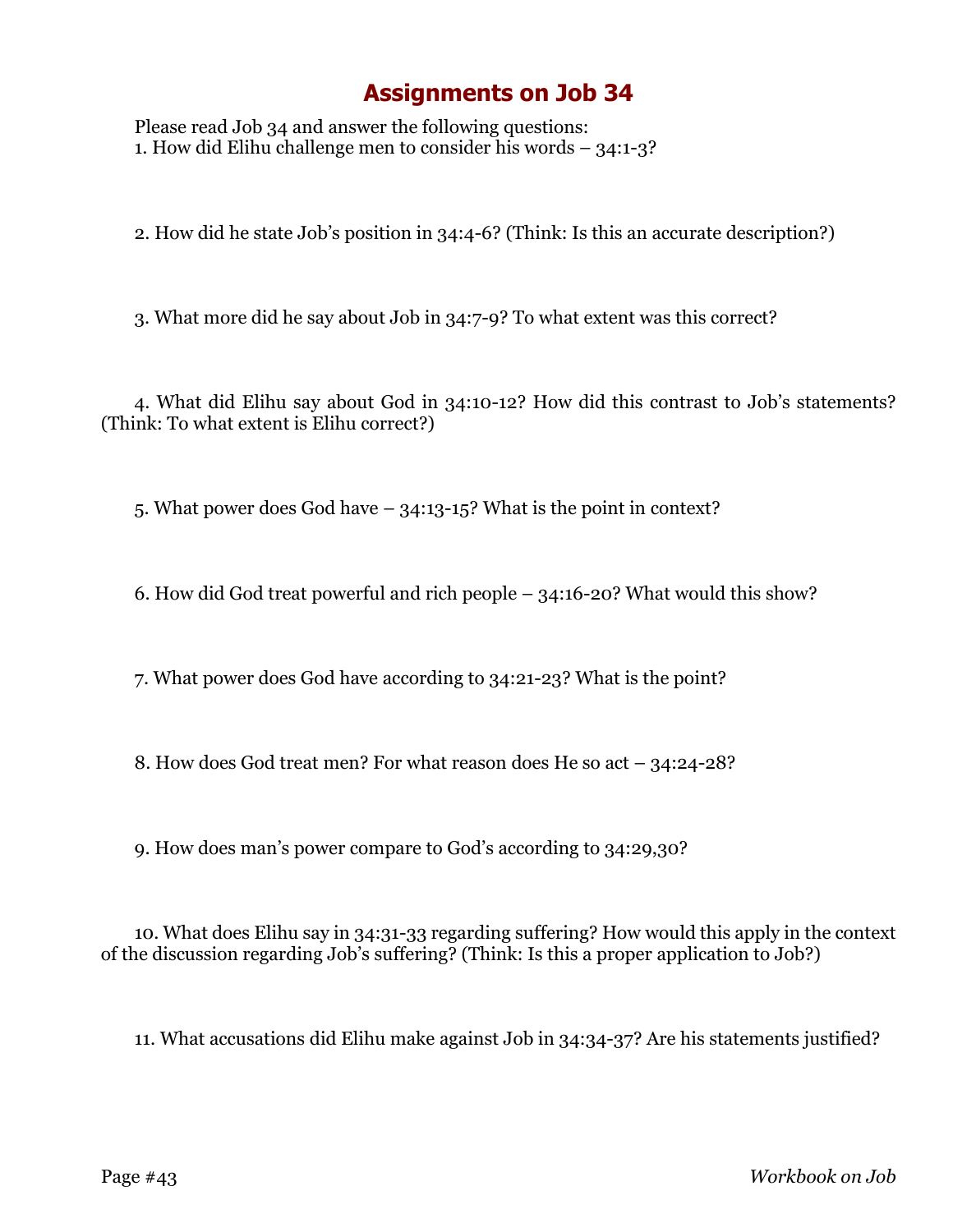# Assignments on Job 34

Please read Job 34 and answer the following questions:

1. How did Elihu challenge men to consider his words – 34:1-3?

2. How did he state Job's position in 34:4-6? (Think: Is this an accurate description?)

3. What more did he say about Job in 34:7-9? To what extent was this correct?

4. What did Elihu say about God in 34:10-12? How did this contrast to Job's statements? (Think: To what extent is Elihu correct?)

5. What power does God have – 34:13-15? What is the point in context?

6. How did God treat powerful and rich people – 34:16-20? What would this show?

7. What power does God have according to 34:21-23? What is the point?

8. How does God treat men? For what reason does He so act – 34:24-28?

9. How does man's power compare to God's according to 34:29,30?

10. What does Elihu say in 34:31-33 regarding suffering? How would this apply in the context of the discussion regarding Job's suffering? (Think: Is this a proper application to Job?)

11. What accusations did Elihu make against Job in 34:34-37? Are his statements justified?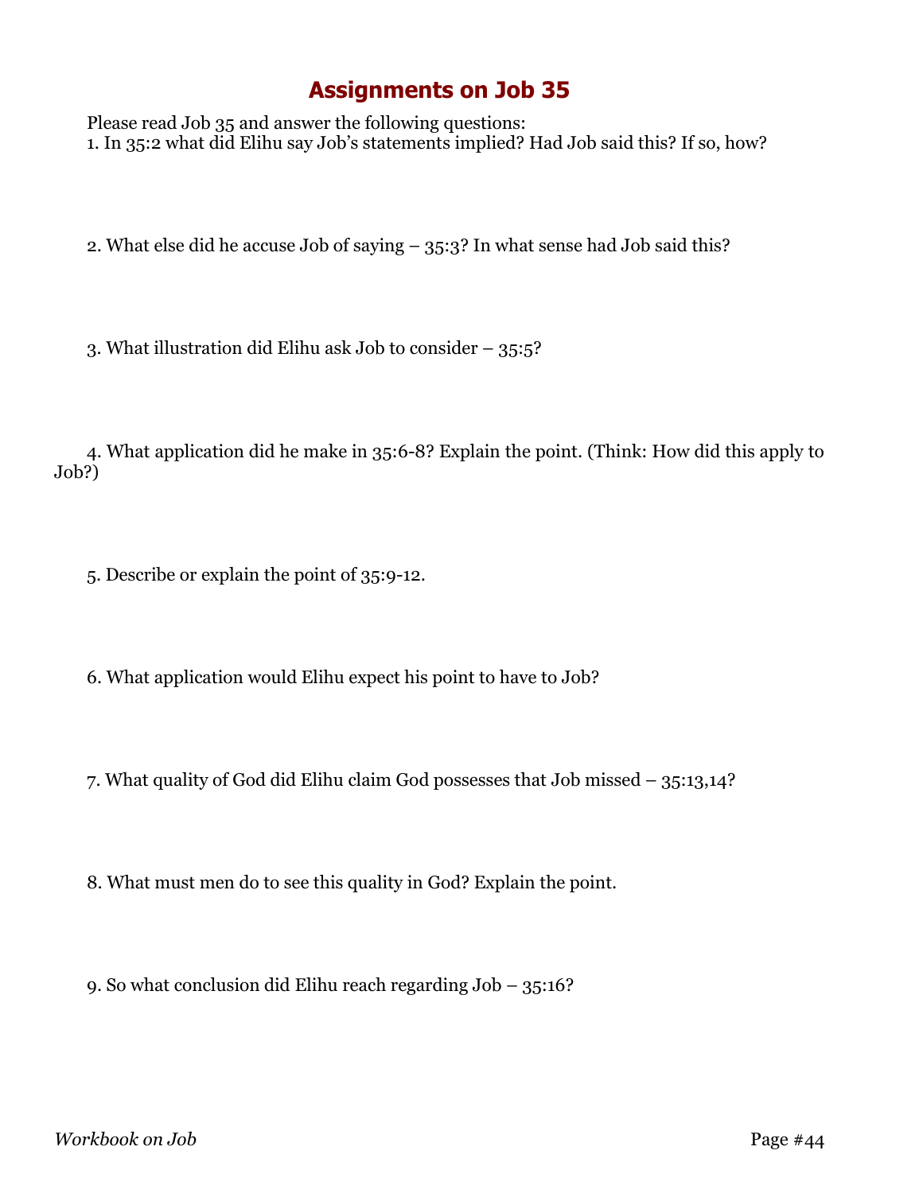# Assignments on Job 35

Please read Job 35 and answer the following questions:

1. In 35:2 what did Elihu say Job's statements implied? Had Job said this? If so, how?

2. What else did he accuse Job of saying – 35:3? In what sense had Job said this?

3. What illustration did Elihu ask Job to consider – 35:5?

4. What application did he make in 35:6-8? Explain the point. (Think: How did this apply to Job?)

5. Describe or explain the point of 35:9-12.

6. What application would Elihu expect his point to have to Job?

7. What quality of God did Elihu claim God possesses that Job missed – 35:13,14?

8. What must men do to see this quality in God? Explain the point.

9. So what conclusion did Elihu reach regarding Job – 35:16?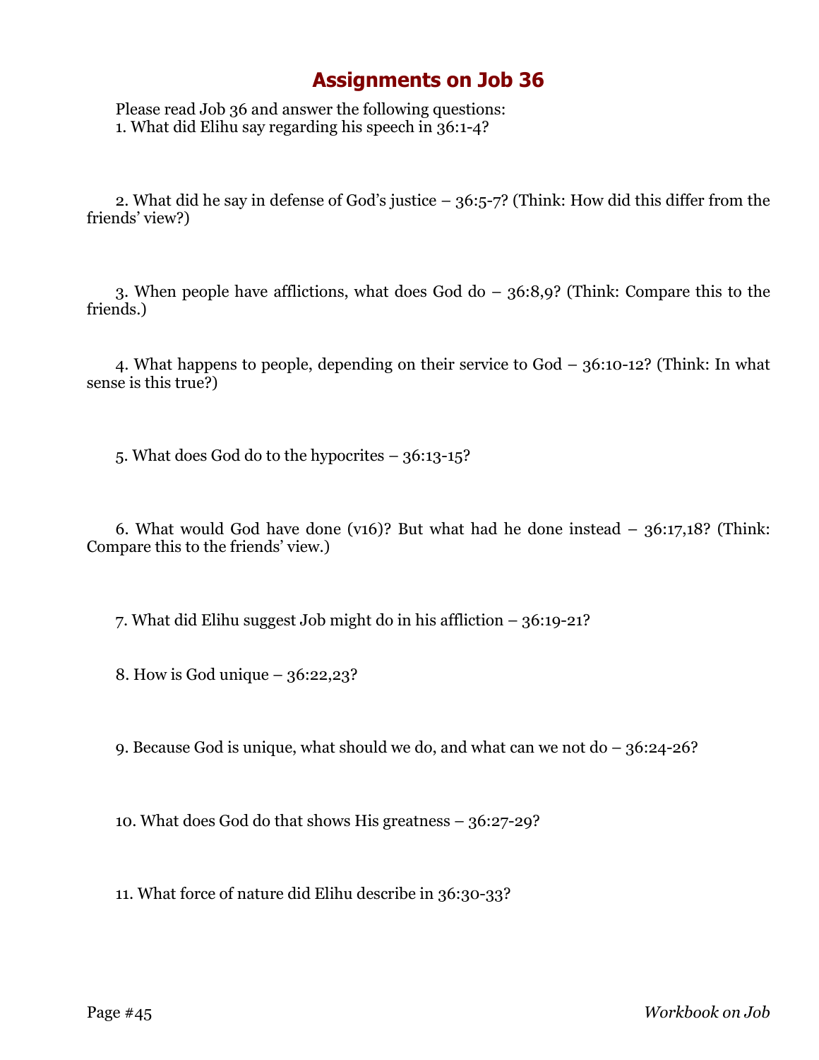# Assignments on Job 36

Please read Job 36 and answer the following questions:

1. What did Elihu say regarding his speech in 36:1-4?

2. What did he say in defense of God's justice – 36:5-7? (Think: How did this differ from the friends' view?)

3. When people have afflictions, what does God do – 36:8,9? (Think: Compare this to the friends.)

4. What happens to people, depending on their service to God – 36:10-12? (Think: In what sense is this true?)

5. What does God do to the hypocrites – 36:13-15?

6. What would God have done (v16)? But what had he done instead – 36:17,18? (Think: Compare this to the friends' view.)

7. What did Elihu suggest Job might do in his affliction – 36:19-21?

8. How is God unique – 36:22,23?

9. Because God is unique, what should we do, and what can we not do – 36:24-26?

10. What does God do that shows His greatness – 36:27-29?

11. What force of nature did Elihu describe in 36:30-33?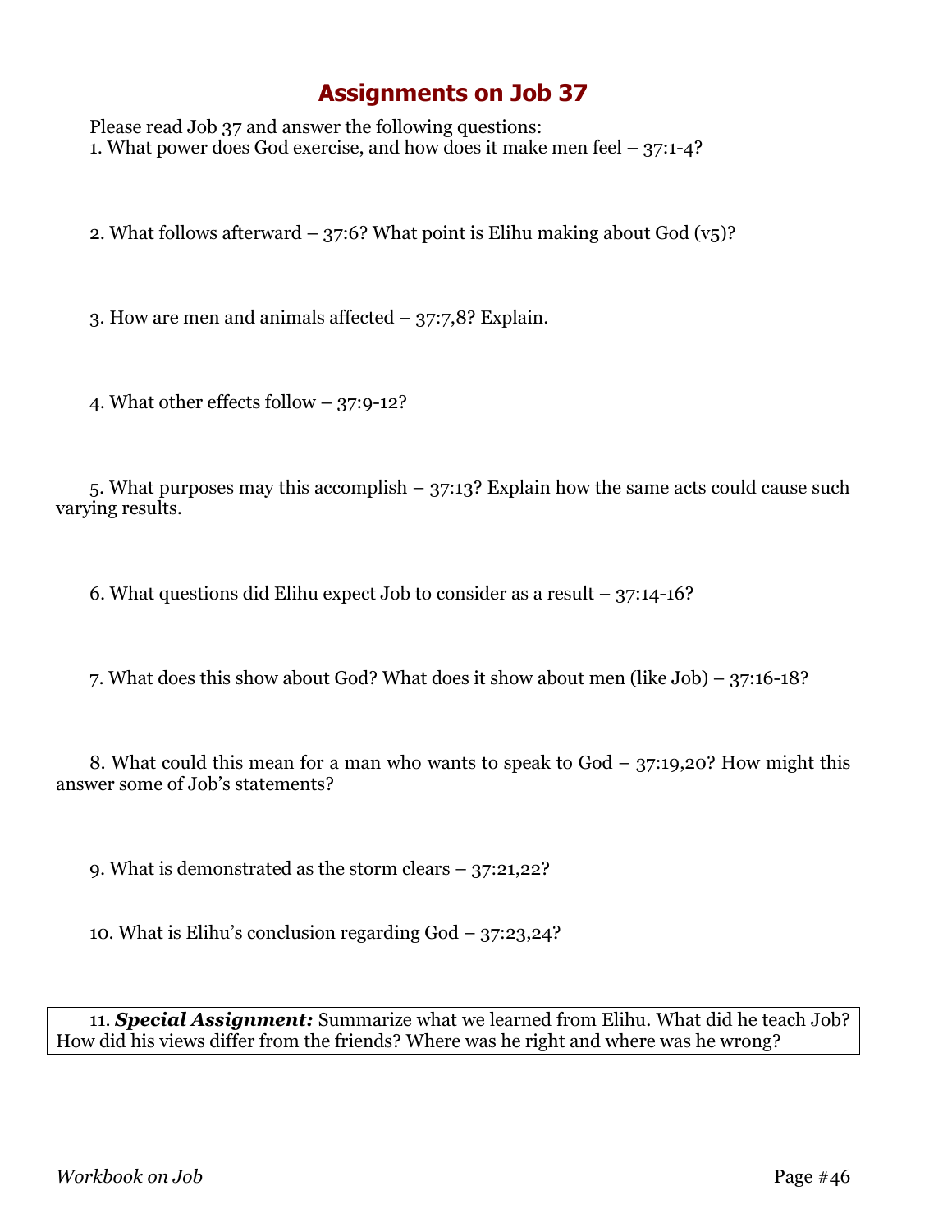# Assignments on Job 37

Please read Job 37 and answer the following questions:

1. What power does God exercise, and how does it make men feel – 37:1-4?

2. What follows afterward – 37:6? What point is Elihu making about God (v5)?

3. How are men and animals affected – 37:7,8? Explain.

4. What other effects follow – 37:9-12?

5. What purposes may this accomplish – 37:13? Explain how the same acts could cause such varying results.

6. What questions did Elihu expect Job to consider as a result – 37:14-16?

7. What does this show about God? What does it show about men (like Job) – 37:16-18?

8. What could this mean for a man who wants to speak to God – 37:19,20? How might this answer some of Job's statements?

9. What is demonstrated as the storm clears – 37:21,22?

10. What is Elihu's conclusion regarding God – 37:23,24?

11. ***Special Assignment:*** Summarize what we learned from Elihu. What did he teach Job? How did his views differ from the friends? Where was he right and where was he wrong?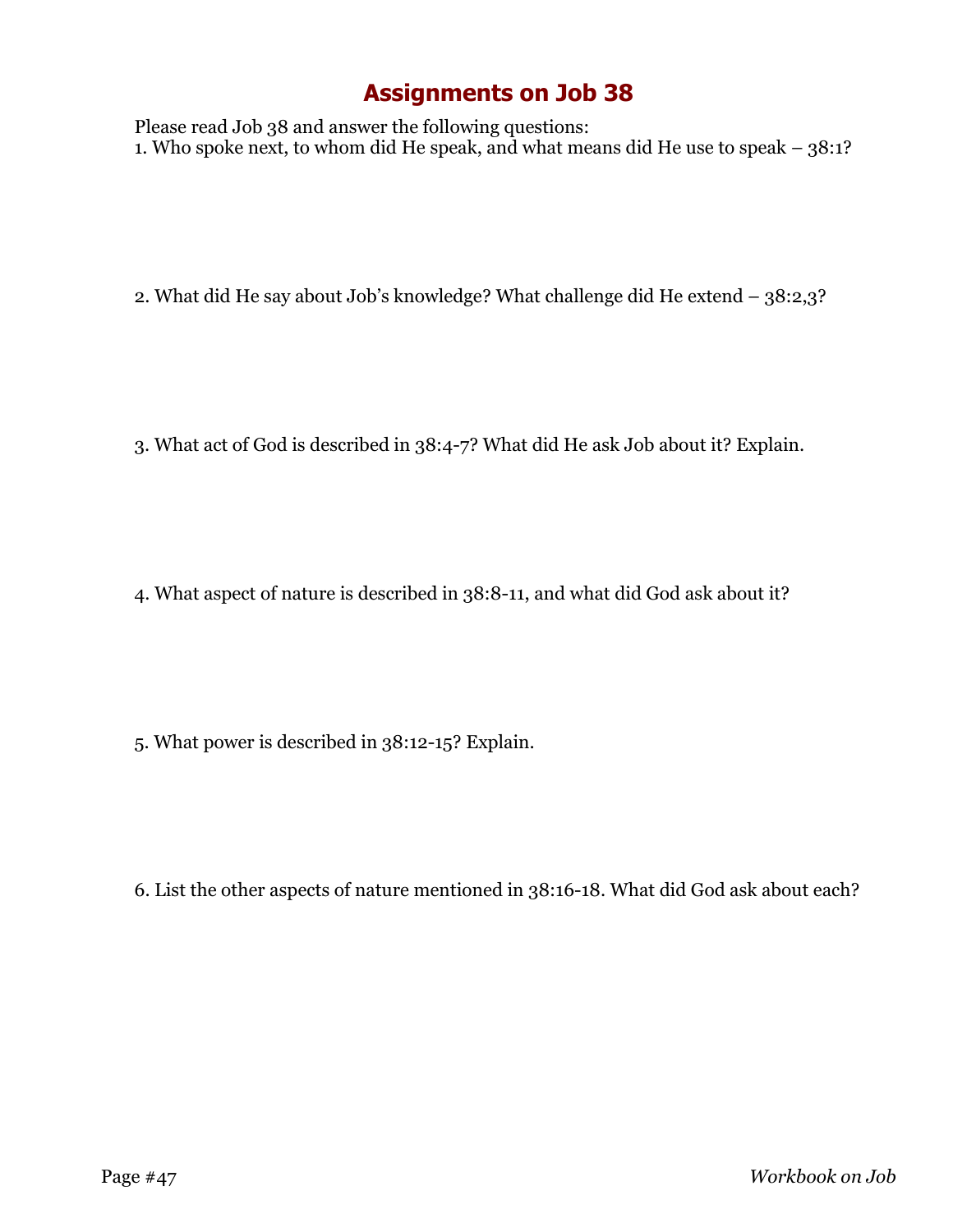# Assignments on Job 38

Please read Job 38 and answer the following questions:

1. Who spoke next, to whom did He speak, and what means did He use to speak – 38:1?

2. What did He say about Job's knowledge? What challenge did He extend – 38:2,3?

3. What act of God is described in 38:4-7? What did He ask Job about it? Explain.

4. What aspect of nature is described in 38:8-11, and what did God ask about it?

5. What power is described in 38:12-15? Explain.

6. List the other aspects of nature mentioned in 38:16-18. What did God ask about each?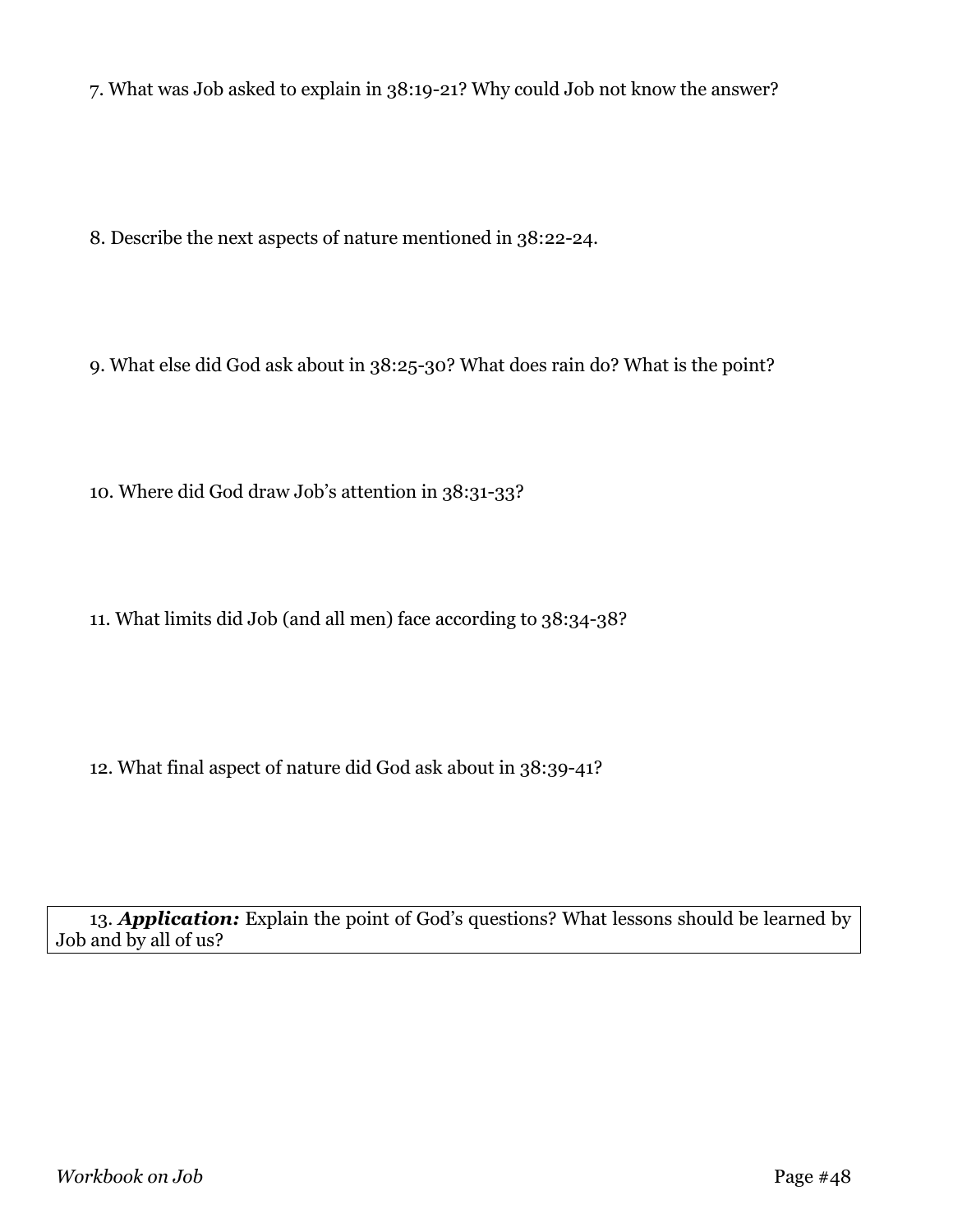7. What was Job asked to explain in 38:19-21? Why could Job not know the answer?

8. Describe the next aspects of nature mentioned in 38:22-24.

9. What else did God ask about in 38:25-30? What does rain do? What is the point?

10. Where did God draw Job's attention in 38:31-33?

11. What limits did Job (and all men) face according to 38:34-38?

12. What final aspect of nature did God ask about in 38:39-41?

13. ***Application:*** Explain the point of God's questions? What lessons should be learned by Job and by all of us?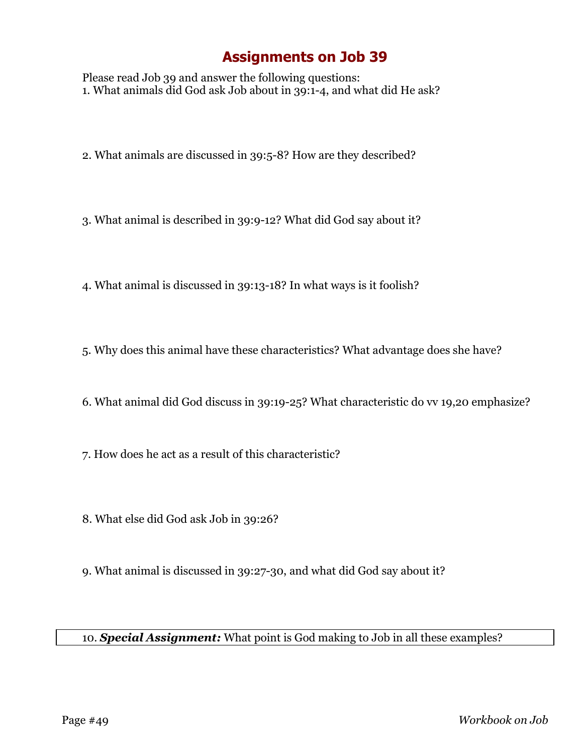# Assignments on Job 39

Please read Job 39 and answer the following questions:

1. What animals did God ask Job about in 39:1-4, and what did He ask?

2. What animals are discussed in 39:5-8? How are they described?

3. What animal is described in 39:9-12? What did God say about it?

4. What animal is discussed in 39:13-18? In what ways is it foolish?

5. Why does this animal have these characteristics? What advantage does she have?

6. What animal did God discuss in 39:19-25? What characteristic do vv 19,20 emphasize?

7. How does he act as a result of this characteristic?

8. What else did God ask Job in 39:26?

9. What animal is discussed in 39:27-30, and what did God say about it?

10. ***Special Assignment:*** What point is God making to Job in all these examples?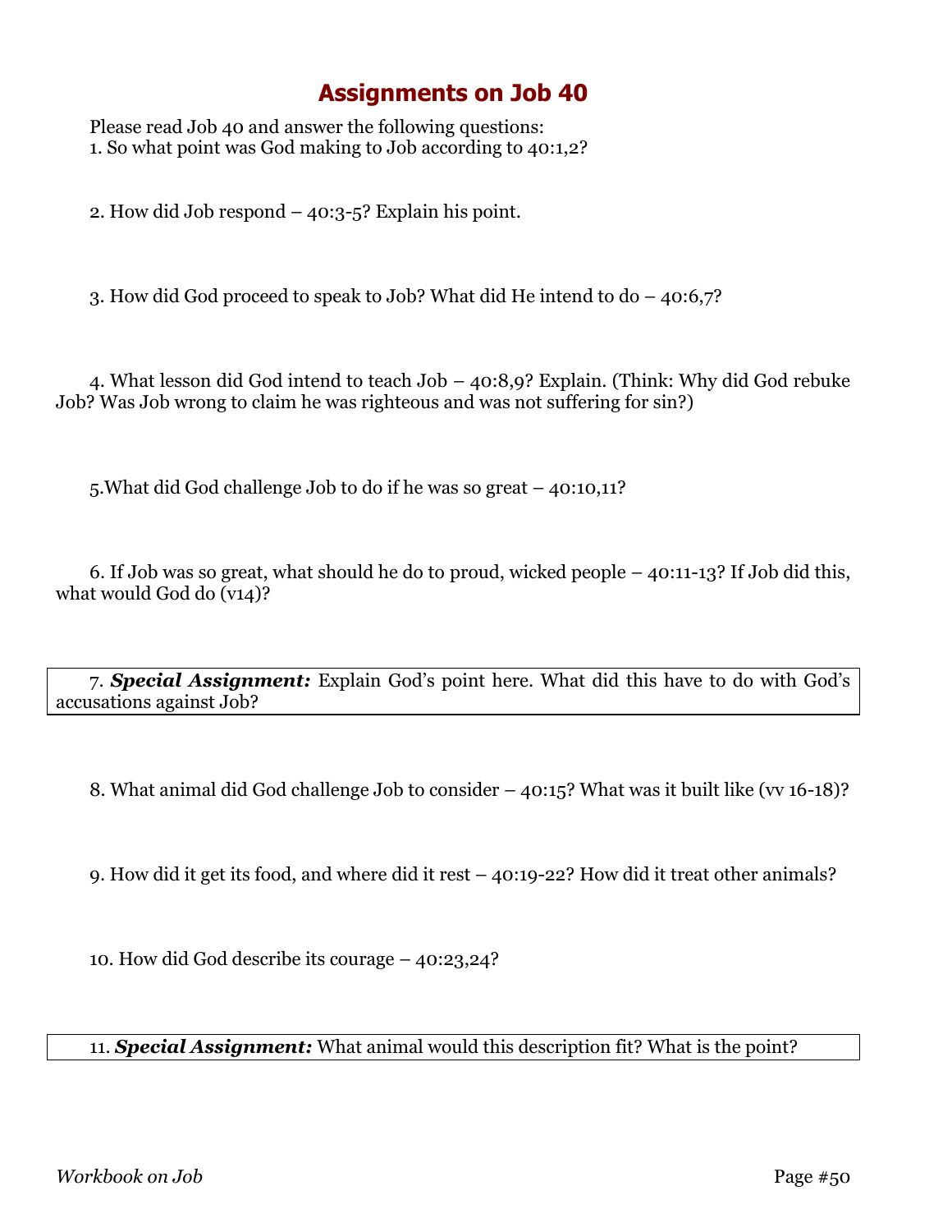# Assignments on Job 40

Please read Job 40 and answer the following questions:

1. So what point was God making to Job according to 40:1,2?

2. How did Job respond – 40:3-5? Explain his point.

3. How did God proceed to speak to Job? What did He intend to do – 40:6,7?

4. What lesson did God intend to teach Job – 40:8,9? Explain. (Think: Why did God rebuke Job? Was Job wrong to claim he was righteous and was not suffering for sin?)

5. What did God challenge Job to do if he was so great – 40:10,11?

6. If Job was so great, what should he do to proud, wicked people – 40:11-13? If Job did this, what would God do (v14)?

7. ***Special Assignment:*** Explain God's point here. What did this have to do with God's accusations against Job?

8. What animal did God challenge Job to consider – 40:15? What was it built like (vv 16-18)?

9. How did it get its food, and where did it rest – 40:19-22? How did it treat other animals?

10. How did God describe its courage – 40:23,24?

11. ***Special Assignment:*** What animal would this description fit? What is the point?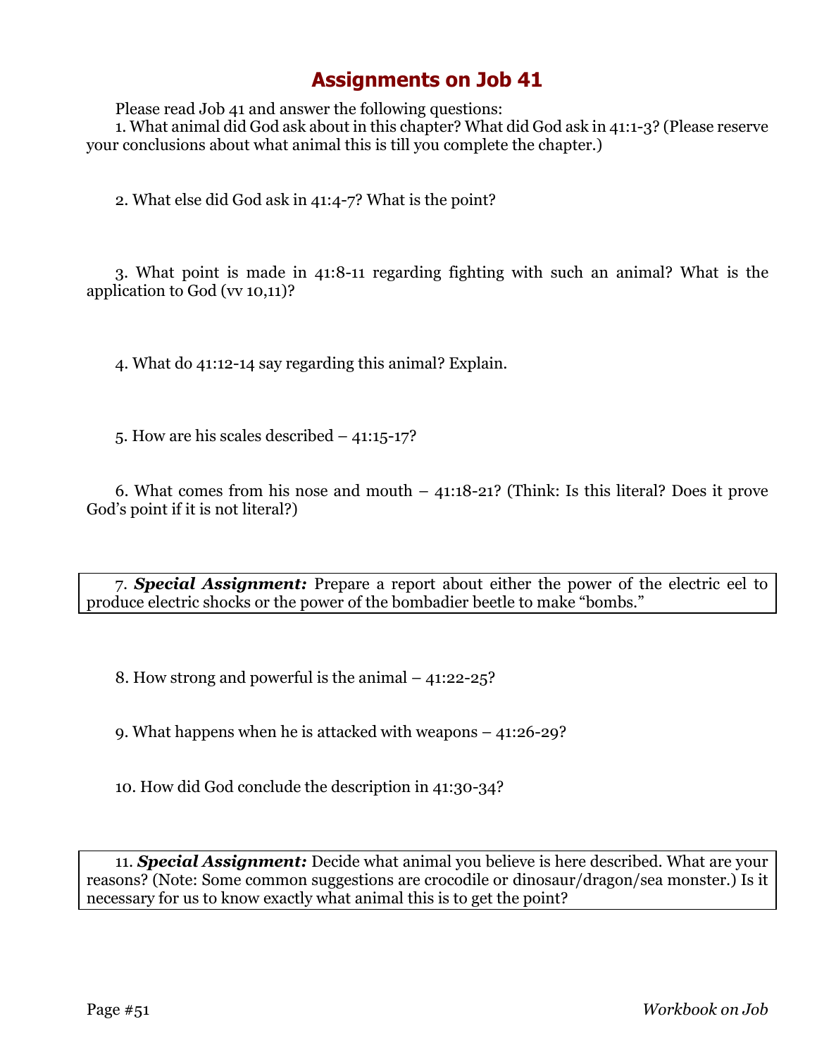# Assignments on Job 41

Please read Job 41 and answer the following questions:

1. What animal did God ask about in this chapter? What did God ask in 41:1-3? (Please reserve your conclusions about what animal this is till you complete the chapter.)

2. What else did God ask in 41:4-7? What is the point?

3. What point is made in 41:8-11 regarding fighting with such an animal? What is the application to God (vv 10,11)?

4. What do 41:12-14 say regarding this animal? Explain.

5. How are his scales described – 41:15-17?

6. What comes from his nose and mouth – 41:18-21? (Think: Is this literal? Does it prove God's point if it is not literal?)

7. ***Special Assignment:*** Prepare a report about either the power of the electric eel to produce electric shocks or the power of the bombadier beetle to make "bombs."

8. How strong and powerful is the animal – 41:22-25?

9. What happens when he is attacked with weapons – 41:26-29?

10. How did God conclude the description in 41:30-34?

11. ***Special Assignment:*** Decide what animal you believe is here described. What are your reasons? (Note: Some common suggestions are crocodile or dinosaur/dragon/sea monster.) Is it necessary for us to know exactly what animal this is to get the point?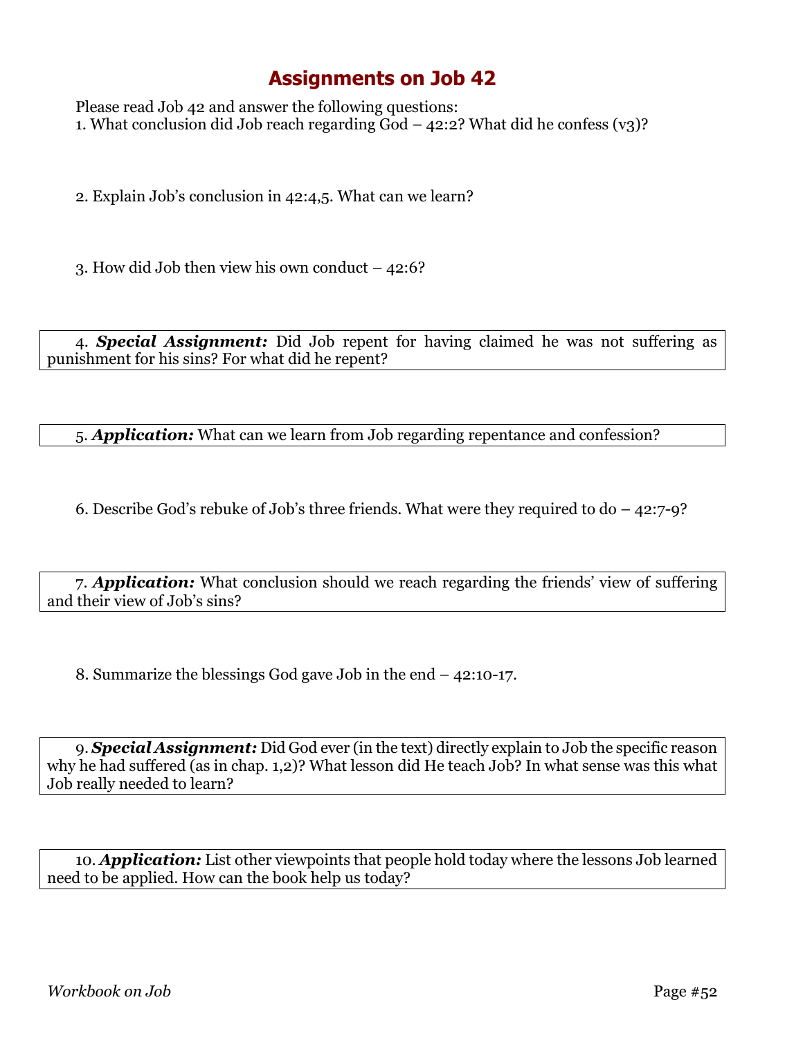# Assignments on Job 42

Please read Job 42 and answer the following questions:

1. What conclusion did Job reach regarding God – 42:2? What did he confess (v3)?

2. Explain Job's conclusion in 42:4,5. What can we learn?

3. How did Job then view his own conduct – 42:6?

4. ***Special Assignment:*** Did Job repent for having claimed he was not suffering as punishment for his sins? For what did he repent?

5. ***Application:*** What can we learn from Job regarding repentance and confession?

6. Describe God's rebuke of Job's three friends. What were they required to do – 42:7-9?

7. ***Application:*** What conclusion should we reach regarding the friends' view of suffering and their view of Job's sins?

8. Summarize the blessings God gave Job in the end – 42:10-17.

9. ***Special Assignment:*** Did God ever (in the text) directly explain to Job the specific reason why he had suffered (as in chap. 1,2)? What lesson did He teach Job? In what sense was this what Job really needed to learn?

10. ***Application:*** List other viewpoints that people hold today where the lessons Job learned need to be applied. How can the book help us today?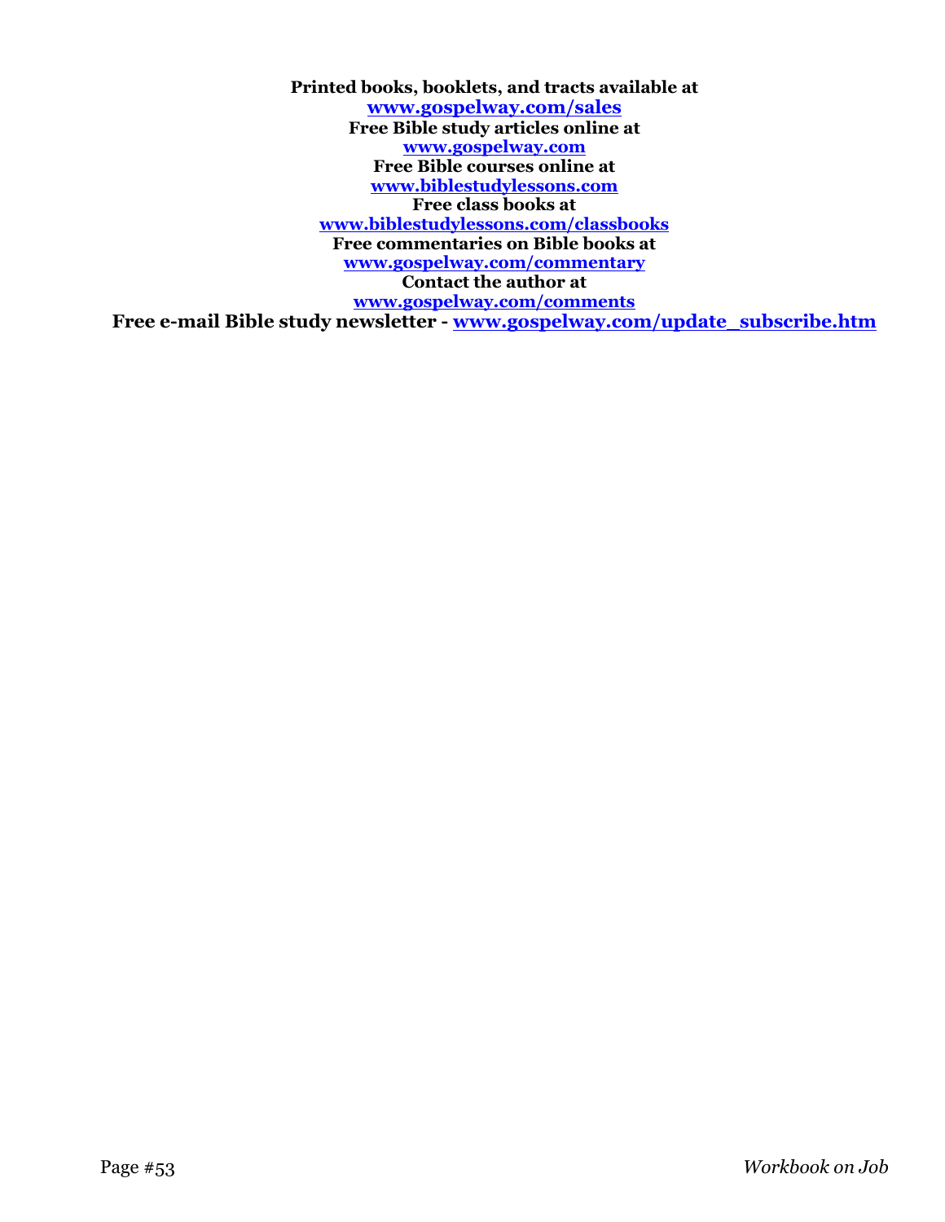**Printed books, booklets, and tracts available at**
**[www.gospelway.com/sales](http://www.gospelway.com/sales)**
**Free Bible study articles online at**
**[www.gospelway.com](http://www.gospelway.com)**
**Free Bible courses online at**
**[www.biblestudylessons.com](http://www.biblestudylessons.com)**
**Free class books at**
**[www.biblestudylessons.com/classbooks](http://www.biblestudylessons.com/classbooks)**
**Free commentaries on Bible books at**
**[www.gospelway.com/commentary](http://www.gospelway.com/commentary)**
**Contact the author at**
**[www.gospelway.com/comments](http://www.gospelway.com/comments)**
**Free e-mail Bible study newsletter - [www.gospelway.com/update_subscribe.htm](http://www.gospelway.com/update_subscribe.htm)**